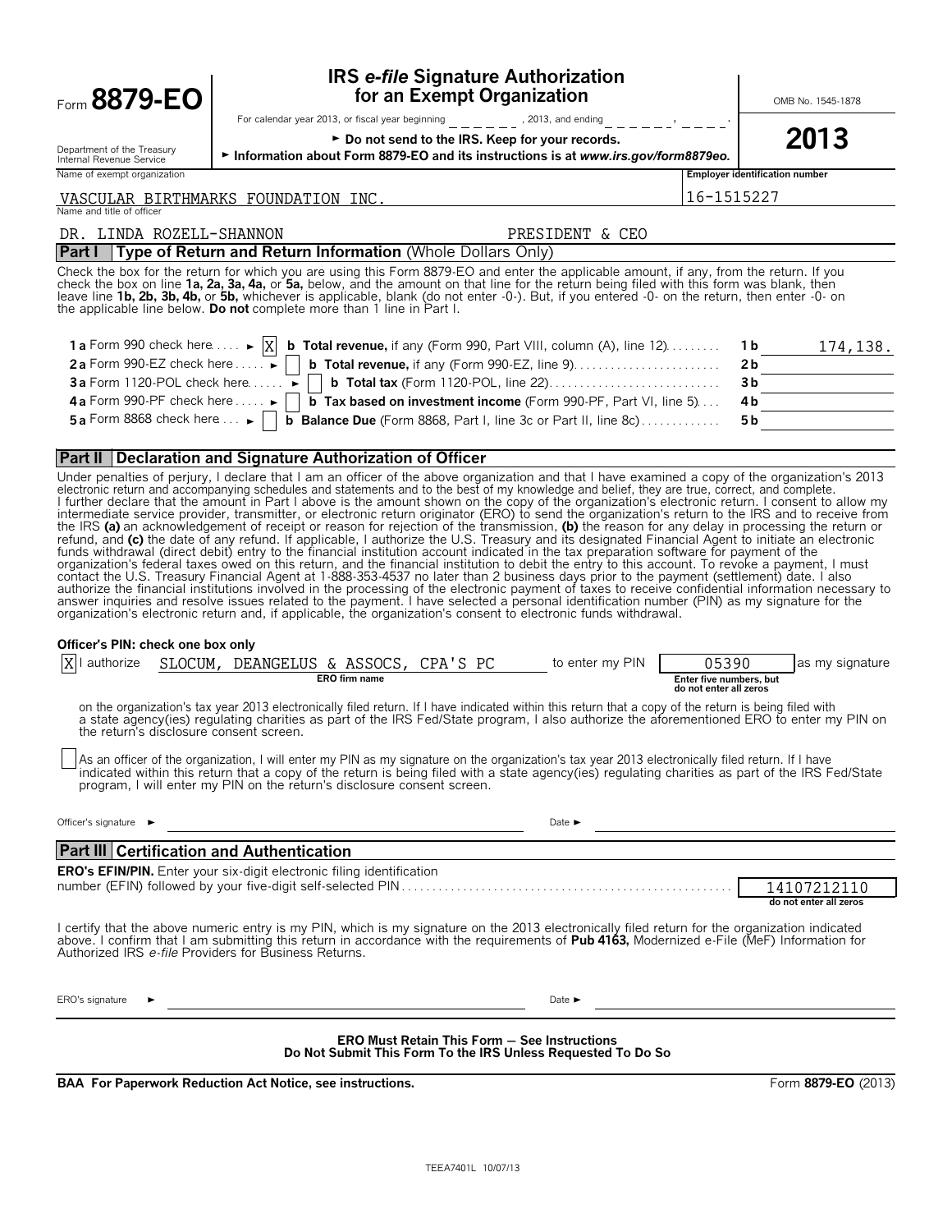Form **8879-EO**

# IRS *e-file* Signature Authorization for an Exempt Organization

OMB No. 1545-1878

**2013**

For calendar year 2013, or fiscal year beginning ______ , 2013, and ending ______ , ____ .

Department of the Treasury
Internal Revenue Service

► **Do not send to the IRS. Keep for your records.**

► **Information about Form 8879-EO and its instructions is at *www.irs.gov/form8879eo.***

| Name of exempt organization | Employer identification number |
|---|---|
| VASCULAR BIRTHMARKS FOUNDATION INC. | 16-1515227 |

Name and title of officer

DR. LINDA ROZELL-SHANNON PRESIDENT & CEO

## Part I Type of Return and Return Information (Whole Dollars Only)

Check the box for the return for which you are using this Form 8879-EO and enter the applicable amount, if any, from the return. If you check the box on line **1a, 2a, 3a, 4a,** or **5a,** below, and the amount on that line for the return being filed with this form was blank, then leave line **1b, 2b, 3b, 4b,** or **5b,** whichever is applicable, blank (do not enter -0-). But, if you entered -0- on the return, then enter -0- on the applicable line below. **Do not** complete more than 1 line in Part I.

| | | | |
|---|---|---|---|
| **1 a** Form 990 check here ► [X] | **b Total revenue,** if any (Form 990, Part VIII, column (A), line 12) | **1 b** | 174,138. |
| **2 a** Form 990-EZ check here ► [ ] | **b Total revenue,** if any (Form 990-EZ, line 9) | **2 b** | |
| **3 a** Form 1120-POL check here ► [ ] | **b Total tax** (Form 1120-POL, line 22) | **3 b** | |
| **4 a** Form 990-PF check here ► [ ] | **b Tax based on investment income** (Form 990-PF, Part VI, line 5) | **4 b** | |
| **5 a** Form 8868 check here ► [ ] | **b Balance Due** (Form 8868, Part I, line 3c or Part II, line 8c) | **5 b** | |

## Part II Declaration and Signature Authorization of Officer

Under penalties of perjury, I declare that I am an officer of the above organization and that I have examined a copy of the organization's 2013 electronic return and accompanying schedules and statements and to the best of my knowledge and belief, they are true, correct, and complete. I further declare that the amount in Part I above is the amount shown on the copy of the organization's electronic return. I consent to allow my intermediate service provider, transmitter, or electronic return originator (ERO) to send the organization's return to the IRS and to receive from the IRS **(a)** an acknowledgement of receipt or reason for rejection of the transmission, **(b)** the reason for any delay in processing the return or refund, and **(c)** the date of any refund. If applicable, I authorize the U.S. Treasury and its designated Financial Agent to initiate an electronic funds withdrawal (direct debit) entry to the financial institution account indicated in the tax preparation software for payment of the organization's federal taxes owed on this return, and the financial institution to debit the entry to this account. To revoke a payment, I must contact the U.S. Treasury Financial Agent at 1-888-353-4537 no later than 2 business days prior to the payment (settlement) date. I also authorize the financial institutions involved in the processing of the electronic payment of taxes to receive confidential information necessary to answer inquiries and resolve issues related to the payment. I have selected a personal identification number (PIN) as my signature for the organization's electronic return and, if applicable, the organization's consent to electronic funds withdrawal.

**Officer's PIN: check one box only**

[X] I authorize SLOCUM, DEANGELUS & ASSOCS, CPA'S PC (**ERO firm name**) to enter my PIN 05390 (**Enter five numbers, but do not enter all zeros**) as my signature on the organization's tax year 2013 electronically filed return. If I have indicated within this return that a copy of the return is being filed with a state agency(ies) regulating charities as part of the IRS Fed/State program, I also authorize the aforementioned ERO to enter my PIN on the return's disclosure consent screen.

[ ] As an officer of the organization, I will enter my PIN as my signature on the organization's tax year 2013 electronically filed return. If I have indicated within this return that a copy of the return is being filed with a state agency(ies) regulating charities as part of the IRS Fed/State program, I will enter my PIN on the return's disclosure consent screen.

Officer's signature ► ______________________ Date ► ______________

## Part III Certification and Authentication

**ERO's EFIN/PIN.** Enter your six-digit electronic filing identification number (EFIN) followed by your five-digit self-selected PIN: 14107212110 (**do not enter all zeros**)

I certify that the above numeric entry is my PIN, which is my signature on the 2013 electronically filed return for the organization indicated above. I confirm that I am submitting this return in accordance with the requirements of **Pub 4163,** Modernized e-File (MeF) Information for Authorized IRS *e-file* Providers for Business Returns.

ERO's signature ► ______________________ Date ► ______________

**ERO Must Retain This Form — See Instructions**
**Do Not Submit This Form To the IRS Unless Requested To Do So**

**BAA For Paperwork Reduction Act Notice, see instructions.** Form **8879-EO** (2013)

TEEA7401L 10/07/13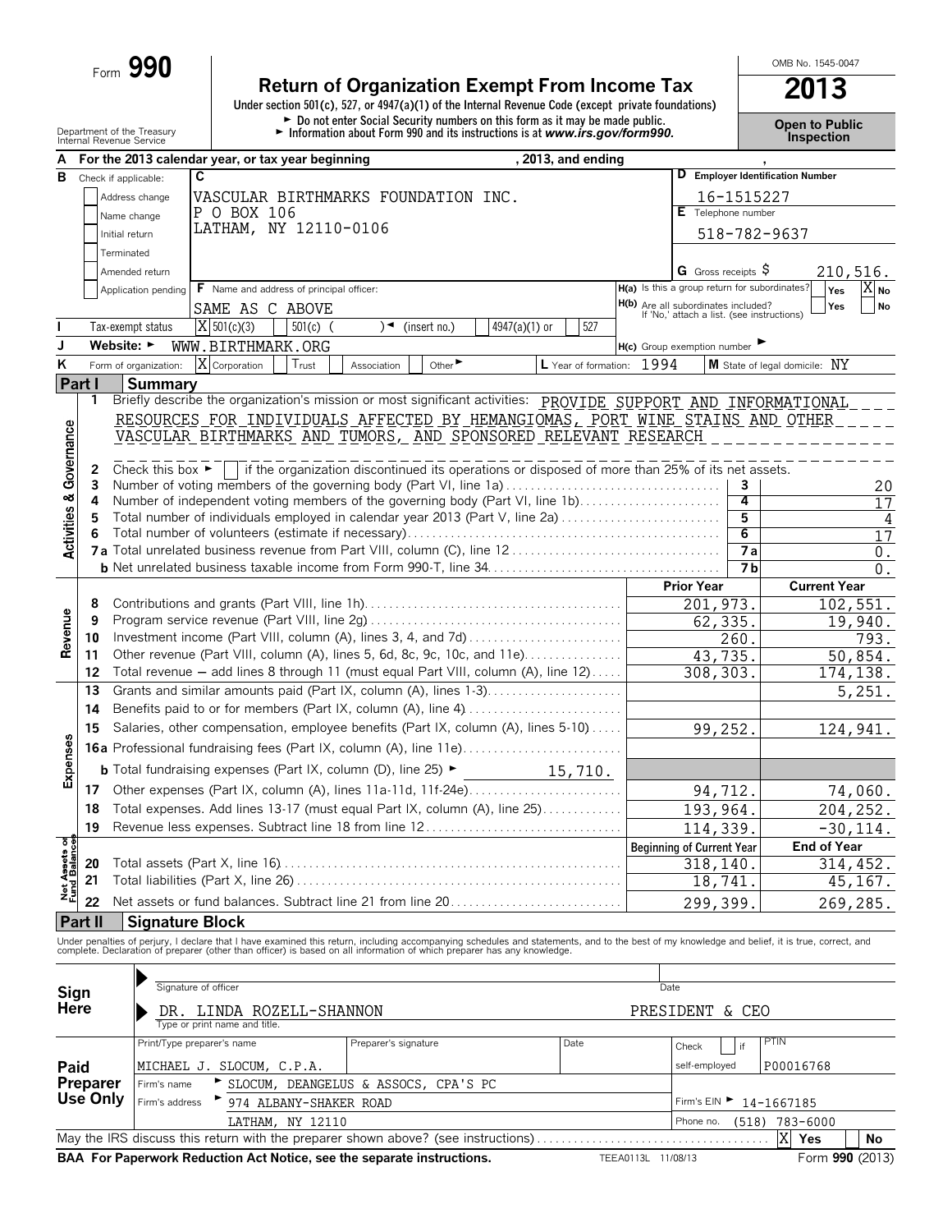Form **990**

# Return of Organization Exempt From Income Tax

**2013**

OMB No. 1545-0047

Under section 501(c), 527, or 4947(a)(1) of the Internal Revenue Code (except private foundations)

► Do not enter Social Security numbers on this form as it may be made public.
► Information about Form 990 and its instructions is at *www.irs.gov/form990.*

Department of the Treasury
Internal Revenue Service

**Open to Public Inspection**

**A** For the 2013 calendar year, or tax year beginning , 2013, and ending ,

**B** Check if applicable:
- [ ] Address change
- [ ] Name change
- [ ] Initial return
- [ ] Terminated
- [ ] Amended return
- [ ] Application pending

**C** VASCULAR BIRTHMARKS FOUNDATION INC.
P O BOX 106
LATHAM, NY 12110-0106

**D** Employer Identification Number: 16-1515227

**E** Telephone number: 518-782-9637

**G** Gross receipts $ 210,516.

**F** Name and address of principal officer: SAME AS C ABOVE

**H(a)** Is this a group return for subordinates? Yes [ ] No [X]

**H(b)** Are all subordinates included? Yes [ ] No [ ]
If 'No,' attach a list. (see instructions)

**I** Tax-exempt status: [X] 501(c)(3) [ ] 501(c) ( ) ◄ (insert no.) [ ] 4947(a)(1) or [ ] 527

**J** Website: ► WWW.BIRTHMARK.ORG

**H(c)** Group exemption number ►

**K** Form of organization: [X] Corporation [ ] Trust [ ] Association [ ] Other ►

**L** Year of formation: 1994

**M** State of legal domicile: NY

## Part I Summary

**Activities & Governance**

1 Briefly describe the organization's mission or most significant activities: PROVIDE SUPPORT AND INFORMATIONAL RESOURCES FOR INDIVIDUALS AFFECTED BY HEMANGIOMAS, PORT WINE STAINS AND OTHER VASCULAR BIRTHMARKS AND TUMORS, AND SPONSORED RELEVANT RESEARCH

2 Check this box ► [ ] if the organization discontinued its operations or disposed of more than 25% of its net assets.

| | | | |
|---|---|---|---|
| 3 | Number of voting members of the governing body (Part VI, line 1a) | 3 | 20 |
| 4 | Number of independent voting members of the governing body (Part VI, line 1b) | 4 | 17 |
| 5 | Total number of individuals employed in calendar year 2013 (Part V, line 2a) | 5 | 4 |
| 6 | Total number of volunteers (estimate if necessary) | 6 | 17 |
| 7a | Total unrelated business revenue from Part VIII, column (C), line 12 | 7a | 0. |
| b | Net unrelated business taxable income from Form 990-T, line 34 | 7b | 0. |

| | | Prior Year | Current Year |
|---|---|---|---|
| **Revenue** | | | |
| 8 | Contributions and grants (Part VIII, line 1h) | 201,973. | 102,551. |
| 9 | Program service revenue (Part VIII, line 2g) | 62,335. | 19,940. |
| 10 | Investment income (Part VIII, column (A), lines 3, 4, and 7d) | 260. | 793. |
| 11 | Other revenue (Part VIII, column (A), lines 5, 6d, 8c, 9c, 10c, and 11e) | 43,735. | 50,854. |
| 12 | Total revenue – add lines 8 through 11 (must equal Part VIII, column (A), line 12) | 308,303. | 174,138. |
| **Expenses** | | | |
| 13 | Grants and similar amounts paid (Part IX, column (A), lines 1-3) | | 5,251. |
| 14 | Benefits paid to or for members (Part IX, column (A), line 4) | | |
| 15 | Salaries, other compensation, employee benefits (Part IX, column (A), lines 5-10) | 99,252. | 124,941. |
| 16a | Professional fundraising fees (Part IX, column (A), line 11e) | | |
| b | Total fundraising expenses (Part IX, column (D), line 25) ► 15,710. | | |
| 17 | Other expenses (Part IX, column (A), lines 11a-11d, 11f-24e) | 94,712. | 74,060. |
| 18 | Total expenses. Add lines 13-17 (must equal Part IX, column (A), line 25) | 193,964. | 204,252. |
| 19 | Revenue less expenses. Subtract line 18 from line 12 | 114,339. | -30,114. |

| **Net Assets or Fund Balances** | | Beginning of Current Year | End of Year |
|---|---|---|---|
| 20 | Total assets (Part X, line 16) | 318,140. | 314,452. |
| 21 | Total liabilities (Part X, line 26) | 18,741. | 45,167. |
| 22 | Net assets or fund balances. Subtract line 21 from line 20 | 299,399. | 269,285. |

## Part II Signature Block

Under penalties of perjury, I declare that I have examined this return, including accompanying schedules and statements, and to the best of my knowledge and belief, it is true, correct, and complete. Declaration of preparer (other than officer) is based on all information of which preparer has any knowledge.

**Sign Here**

► Signature of officer — Date

► DR. LINDA ROZELL-SHANNON — PRESIDENT & CEO
Type or print name and title.

**Paid Preparer Use Only**

| Print/Type preparer's name | Preparer's signature | Date | Check [ ] if self-employed | PTIN |
|---|---|---|---|---|
| MICHAEL J. SLOCUM, C.P.A. | | | | P00016768 |

Firm's name ► SLOCUM, DEANGELUS & ASSOCS, CPA'S PC — Firm's EIN ► 14-1667185

Firm's address ► 974 ALBANY-SHAKER ROAD, LATHAM, NY 12110 — Phone no. (518) 783-6000

May the IRS discuss this return with the preparer shown above? (see instructions) [X] Yes [ ] No

**BAA For Paperwork Reduction Act Notice, see the separate instructions.** TEEA0113L 11/08/13 Form **990** (2013)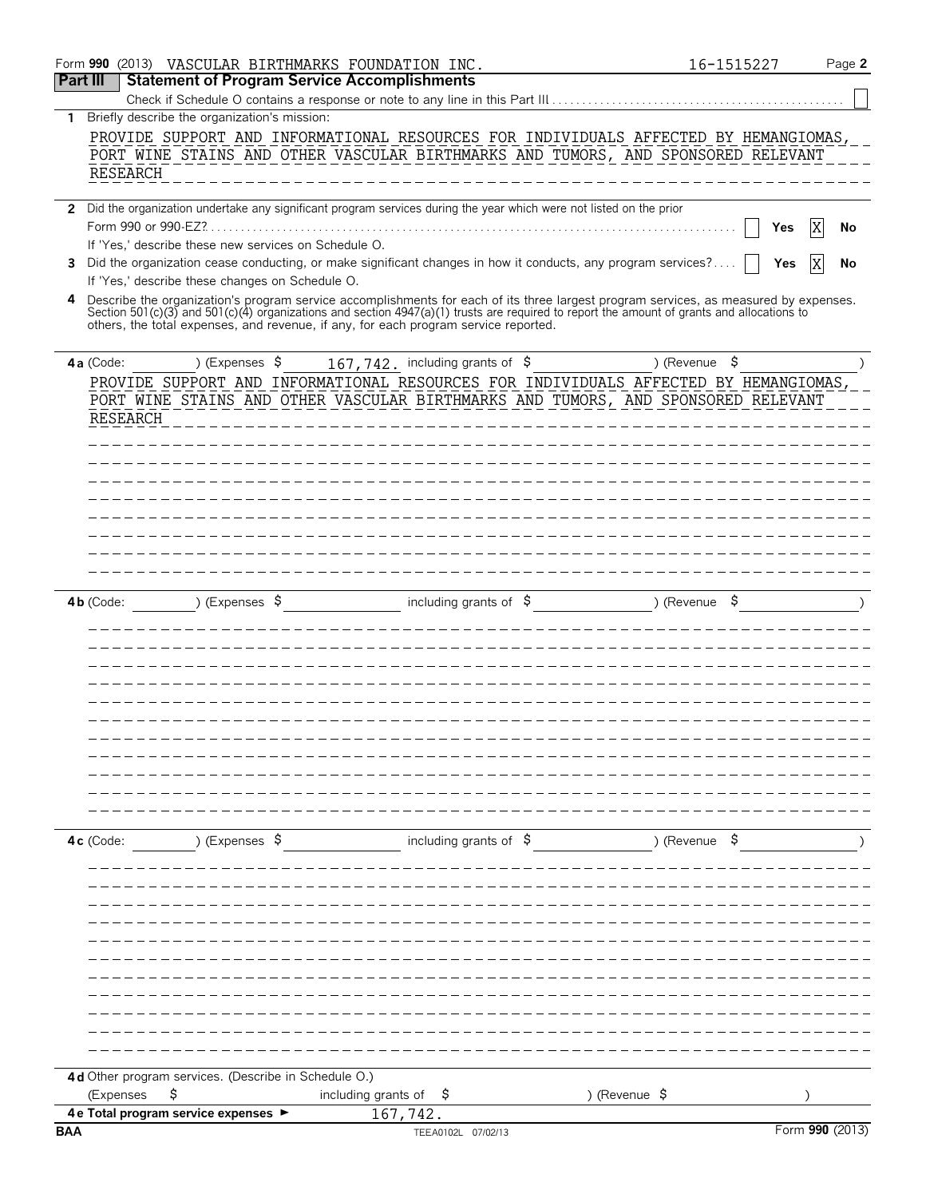Form **990** (2013) VASCULAR BIRTHMARKS FOUNDATION INC. 16-1515227 Page **2**

## Part III Statement of Program Service Accomplishments

Check if Schedule O contains a response or note to any line in this Part III [ ]

**1** Briefly describe the organization's mission:

PROVIDE SUPPORT AND INFORMATIONAL RESOURCES FOR INDIVIDUALS AFFECTED BY HEMANGIOMAS, PORT WINE STAINS AND OTHER VASCULAR BIRTHMARKS AND TUMORS, AND SPONSORED RELEVANT RESEARCH

**2** Did the organization undertake any significant program services during the year which were not listed on the prior Form 990 or 990-EZ? [ ] **Yes** [X] **No**

If 'Yes,' describe these new services on Schedule O.

**3** Did the organization cease conducting, or make significant changes in how it conducts, any program services? [ ] **Yes** [X] **No**

If 'Yes,' describe these changes on Schedule O.

**4** Describe the organization's program service accomplishments for each of its three largest program services, as measured by expenses. Section 501(c)(3) and 501(c)(4) organizations and section 4947(a)(1) trusts are required to report the amount of grants and allocations to others, the total expenses, and revenue, if any, for each program service reported.

**4a** (Code: ) (Expenses $ 167,742. including grants of $ ) (Revenue $ )

PROVIDE SUPPORT AND INFORMATIONAL RESOURCES FOR INDIVIDUALS AFFECTED BY HEMANGIOMAS, PORT WINE STAINS AND OTHER VASCULAR BIRTHMARKS AND TUMORS, AND SPONSORED RELEVANT RESEARCH

**4b** (Code: ) (Expenses $ including grants of $ ) (Revenue $ )

**4c** (Code: ) (Expenses $ including grants of $ ) (Revenue $ )

**4d** Other program services. (Describe in Schedule O.)

(Expenses $ including grants of $ ) (Revenue $ )

**4e Total program service expenses** ► 167,742.

**BAA** TEEA0102L 07/02/13 Form **990** (2013)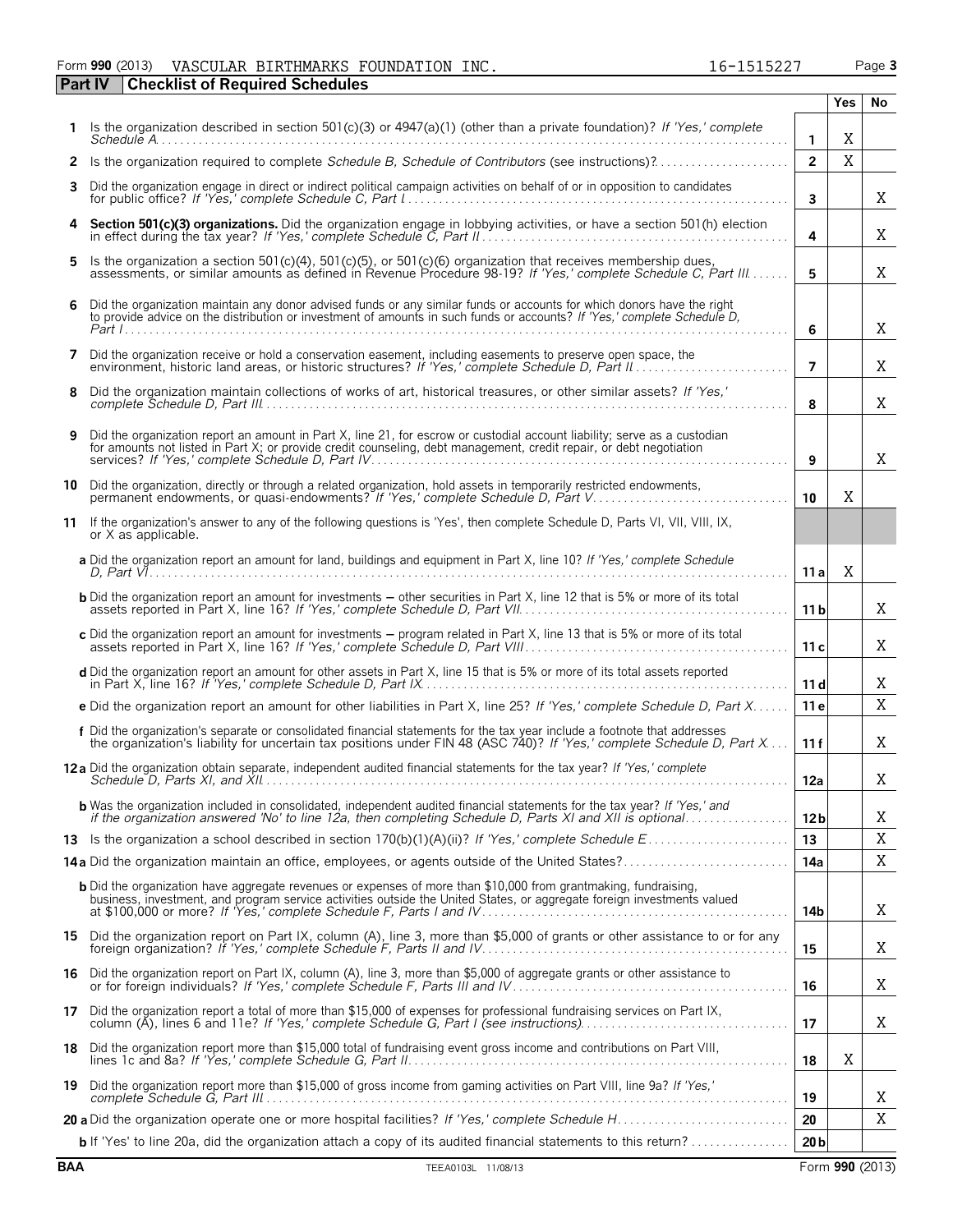Form **990** (2013) VASCULAR BIRTHMARKS FOUNDATION INC. 16-1515227 Page **3**

## Part IV Checklist of Required Schedules

| | | | Yes | No |
|---|---|---|---|---|
| **1** | Is the organization described in section 501(c)(3) or 4947(a)(1) (other than a private foundation)? *If 'Yes,' complete Schedule A* | **1** | X | |
| **2** | Is the organization required to complete *Schedule B, Schedule of Contributors* (see instructions)? | **2** | X | |
| **3** | Did the organization engage in direct or indirect political campaign activities on behalf of or in opposition to candidates for public office? *If 'Yes,' complete Schedule C, Part I* | **3** | | X |
| **4** | **Section 501(c)(3) organizations.** Did the organization engage in lobbying activities, or have a section 501(h) election in effect during the tax year? *If 'Yes,' complete Schedule C, Part II* | **4** | | X |
| **5** | Is the organization a section 501(c)(4), 501(c)(5), or 501(c)(6) organization that receives membership dues, assessments, or similar amounts as defined in Revenue Procedure 98-19? *If 'Yes,' complete Schedule C, Part III* | **5** | | X |
| **6** | Did the organization maintain any donor advised funds or any similar funds or accounts for which donors have the right to provide advice on the distribution or investment of amounts in such funds or accounts? *If 'Yes,' complete Schedule D, Part I* | **6** | | X |
| **7** | Did the organization receive or hold a conservation easement, including easements to preserve open space, the environment, historic land areas, or historic structures? *If 'Yes,' complete Schedule D, Part II* | **7** | | X |
| **8** | Did the organization maintain collections of works of art, historical treasures, or other similar assets? *If 'Yes,' complete Schedule D, Part III* | **8** | | X |
| **9** | Did the organization report an amount in Part X, line 21, for escrow or custodial account liability; serve as a custodian for amounts not listed in Part X; or provide credit counseling, debt management, credit repair, or debt negotiation services? *If 'Yes,' complete Schedule D, Part IV* | **9** | | X |
| **10** | Did the organization, directly or through a related organization, hold assets in temporarily restricted endowments, permanent endowments, or quasi-endowments? *If 'Yes,' complete Schedule D, Part V* | **10** | X | |
| **11** | If the organization's answer to any of the following questions is 'Yes', then complete Schedule D, Parts VI, VII, VIII, IX, or X as applicable. | | | |
| | **a** Did the organization report an amount for land, buildings and equipment in Part X, line 10? *If 'Yes,' complete Schedule D, Part VI* | **11 a** | X | |
| | **b** Did the organization report an amount for investments – other securities in Part X, line 12 that is 5% or more of its total assets reported in Part X, line 16? *If 'Yes,' complete Schedule D, Part VII* | **11 b** | | X |
| | **c** Did the organization report an amount for investments – program related in Part X, line 13 that is 5% or more of its total assets reported in Part X, line 16? *If 'Yes,' complete Schedule D, Part VIII* | **11 c** | | X |
| | **d** Did the organization report an amount for other assets in Part X, line 15 that is 5% or more of its total assets reported in Part X, line 16? *If 'Yes,' complete Schedule D, Part IX* | **11 d** | | X |
| | **e** Did the organization report an amount for other liabilities in Part X, line 25? *If 'Yes,' complete Schedule D, Part X* | **11 e** | | X |
| | **f** Did the organization's separate or consolidated financial statements for the tax year include a footnote that addresses the organization's liability for uncertain tax positions under FIN 48 (ASC 740)? *If 'Yes,' complete Schedule D, Part X* | **11 f** | | X |
| **12 a** | Did the organization obtain separate, independent audited financial statements for the tax year? *If 'Yes,' complete Schedule D, Parts XI, and XII* | **12a** | | X |
| | **b** Was the organization included in consolidated, independent audited financial statements for the tax year? *If 'Yes,' and if the organization answered 'No' to line 12a, then completing Schedule D, Parts XI and XII is optional* | **12 b** | | X |
| **13** | Is the organization a school described in section 170(b)(1)(A)(ii)? *If 'Yes,' complete Schedule E* | **13** | | X |
| **14 a** | Did the organization maintain an office, employees, or agents outside of the United States? | **14a** | | X |
| | **b** Did the organization have aggregate revenues or expenses of more than $10,000 from grantmaking, fundraising, business, investment, and program service activities outside the United States, or aggregate foreign investments valued at $100,000 or more? *If 'Yes,' complete Schedule F, Parts I and IV* | **14b** | | X |
| **15** | Did the organization report on Part IX, column (A), line 3, more than $5,000 of grants or other assistance to or for any foreign organization? *If 'Yes,' complete Schedule F, Parts II and IV* | **15** | | X |
| **16** | Did the organization report on Part IX, column (A), line 3, more than $5,000 of aggregate grants or other assistance to or for foreign individuals? *If 'Yes,' complete Schedule F, Parts III and IV* | **16** | | X |
| **17** | Did the organization report a total of more than $15,000 of expenses for professional fundraising services on Part IX, column (A), lines 6 and 11e? *If 'Yes,' complete Schedule G, Part I (see instructions)* | **17** | | X |
| **18** | Did the organization report more than $15,000 total of fundraising event gross income and contributions on Part VIII, lines 1c and 8a? *If 'Yes,' complete Schedule G, Part II* | **18** | X | |
| **19** | Did the organization report more than $15,000 of gross income from gaming activities on Part VIII, line 9a? *If 'Yes,' complete Schedule G, Part III* | **19** | | X |
| **20 a** | Did the organization operate one or more hospital facilities? *If 'Yes,' complete Schedule H* | **20** | | X |
| | **b** If 'Yes' to line 20a, did the organization attach a copy of its audited financial statements to this return? | **20 b** | | |

BAA TEEA0103L 11/08/13 Form **990** (2013)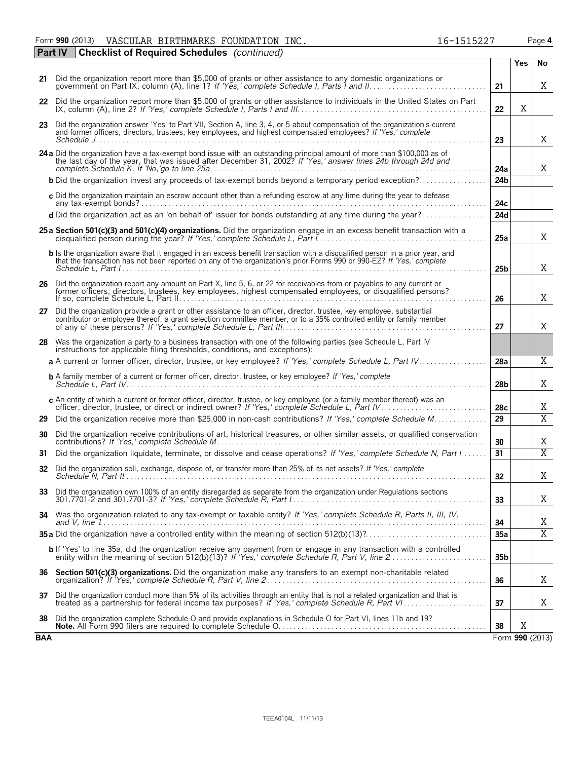Form **990** (2013) VASCULAR BIRTHMARKS FOUNDATION INC. 16-1515227 Page **4**

**Part IV Checklist of Required Schedules** *(continued)*

| | | | Yes | No |
|---|---|---|---|---|
| **21** | Did the organization report more than $5,000 of grants or other assistance to any domestic organizations or government on Part IX, column (A), line 1? *If 'Yes,' complete Schedule I, Parts I and II* | **21** | | X |
| **22** | Did the organization report more than $5,000 of grants or other assistance to individuals in the United States on Part IX, column (A), line 2? *If 'Yes,' complete Schedule I, Parts I and III* | **22** | X | |
| **23** | Did the organization answer 'Yes' to Part VII, Section A, line 3, 4, or 5 about compensation of the organization's current and former officers, directors, trustees, key employees, and highest compensated employees? *If 'Yes,' complete Schedule J* | **23** | | X |
| **24a** | Did the organization have a tax-exempt bond issue with an outstanding principal amount of more than $100,000 as of the last day of the year, that was issued after December 31, 2002? *If 'Yes,' answer lines 24b through 24d and complete Schedule K. If 'No,'go to line 25a* | **24a** | | X |
| **b** | Did the organization invest any proceeds of tax-exempt bonds beyond a temporary period exception? | **24b** | | |
| **c** | Did the organization maintain an escrow account other than a refunding escrow at any time during the year to defease any tax-exempt bonds? | **24c** | | |
| **d** | Did the organization act as an 'on behalf of' issuer for bonds outstanding at any time during the year? | **24d** | | |
| **25a** | **Section 501(c)(3) and 501(c)(4) organizations.** Did the organization engage in an excess benefit transaction with a disqualified person during the year? *If 'Yes,' complete Schedule L, Part I* | **25a** | | X |
| **b** | Is the organization aware that it engaged in an excess benefit transaction with a disqualified person in a prior year, and that the transaction has not been reported on any of the organization's prior Forms 990 or 990-EZ? *If 'Yes,' complete Schedule L, Part I* | **25b** | | X |
| **26** | Did the organization report any amount on Part X, line 5, 6, or 22 for receivables from or payables to any current or former officers, directors, trustees, key employees, highest compensated employees, or disqualified persons? If so, complete Schedule L, Part II | **26** | | X |
| **27** | Did the organization provide a grant or other assistance to an officer, director, trustee, key employee, substantial contributor or employee thereof, a grant selection committee member, or to a 35% controlled entity or family member of any of these persons? *If 'Yes,' complete Schedule L, Part III* | **27** | | X |
| **28** | Was the organization a party to a business transaction with one of the following parties (see Schedule L, Part IV instructions for applicable filing thresholds, conditions, and exceptions): | | | |
| **a** | A current or former officer, director, trustee, or key employee? *If 'Yes,' complete Schedule L, Part IV* | **28a** | | X |
| **b** | A family member of a current or former officer, director, trustee, or key employee? *If 'Yes,' complete Schedule L, Part IV* | **28b** | | X |
| **c** | An entity of which a current or former officer, director, trustee, or key employee (or a family member thereof) was an officer, director, trustee, or direct or indirect owner? *If 'Yes,' complete Schedule L, Part IV* | **28c** | | X |
| **29** | Did the organization receive more than $25,000 in non-cash contributions? *If 'Yes,' complete Schedule M* | **29** | | X |
| **30** | Did the organization receive contributions of art, historical treasures, or other similar assets, or qualified conservation contributions? *If 'Yes,' complete Schedule M* | **30** | | X |
| **31** | Did the organization liquidate, terminate, or dissolve and cease operations? *If 'Yes,' complete Schedule N, Part I* | **31** | | X |
| **32** | Did the organization sell, exchange, dispose of, or transfer more than 25% of its net assets? *If 'Yes,' complete Schedule N, Part II* | **32** | | X |
| **33** | Did the organization own 100% of an entity disregarded as separate from the organization under Regulations sections 301.7701-2 and 301.7701-3? *If 'Yes,' complete Schedule R, Part I* | **33** | | X |
| **34** | Was the organization related to any tax-exempt or taxable entity? *If 'Yes,' complete Schedule R, Parts II, III, IV, and V, line 1* | **34** | | X |
| **35a** | Did the organization have a controlled entity within the meaning of section 512(b)(13)? | **35a** | | X |
| **b** | If 'Yes' to line 35a, did the organization receive any payment from or engage in any transaction with a controlled entity within the meaning of section 512(b)(13)? *If 'Yes,' complete Schedule R, Part V, line 2* | **35b** | | |
| **36** | **Section 501(c)(3) organizations.** Did the organization make any transfers to an exempt non-charitable related organization? *If 'Yes,' complete Schedule R, Part V, line 2* | **36** | | X |
| **37** | Did the organization conduct more than 5% of its activities through an entity that is not a related organization and that is treated as a partnership for federal income tax purposes? *If 'Yes,' complete Schedule R, Part VI* | **37** | | X |
| **38** | Did the organization complete Schedule O and provide explanations in Schedule O for Part VI, lines 11b and 19? **Note.** All Form 990 filers are required to complete Schedule O. | **38** | X | |

**BAA** Form **990** (2013)

TEEA0104L 11/11/13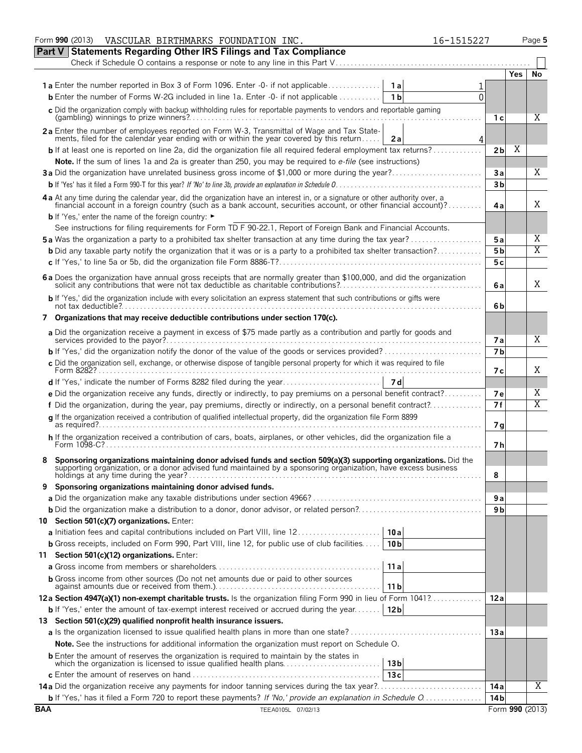Form **990** (2013) VASCULAR BIRTHMARKS FOUNDATION INC. 16-1515227 Page **5**

## Part V Statements Regarding Other IRS Filings and Tax Compliance

Check if Schedule O contains a response or note to any line in this Part V . . . . . . ☐

| | | | | Yes | No |
|---|---|---|---|---|---|
| **1a** Enter the number reported in Box 3 of Form 1096. Enter -0- if not applicable | 1a | 1 | | | |
| **b** Enter the number of Forms W-2G included in line 1a. Enter -0- if not applicable | 1b | 0 | | | |
| **c** Did the organization comply with backup withholding rules for reportable payments to vendors and reportable gaming (gambling) winnings to prize winners? | | | 1c | | X |
| **2a** Enter the number of employees reported on Form W-3, Transmittal of Wage and Tax Statements, filed for the calendar year ending with or within the year covered by this return | 2a | 4 | | | |
| **b** If at least one is reported on line 2a, did the organization file all required federal employment tax returns? | | | 2b | X | |
| **Note.** If the sum of lines 1a and 2a is greater than 250, you may be required to *e-file* (see instructions) | | | | | |
| **3a** Did the organization have unrelated business gross income of $1,000 or more during the year? | | | 3a | | X |
| **b** If 'Yes' has it filed a Form 990-T for this year? *If 'No' to line 3b, provide an explanation in Schedule O* | | | 3b | | |
| **4a** At any time during the calendar year, did the organization have an interest in, or a signature or other authority over, a financial account in a foreign country (such as a bank account, securities account, or other financial account)? | | | 4a | | X |
| **b** If 'Yes,' enter the name of the foreign country: ► | | | | | |
| See instructions for filing requirements for Form TD F 90-22.1, Report of Foreign Bank and Financial Accounts. | | | | | |
| **5a** Was the organization a party to a prohibited tax shelter transaction at any time during the tax year? | | | 5a | | X |
| **b** Did any taxable party notify the organization that it was or is a party to a prohibited tax shelter transaction? | | | 5b | | X |
| **c** If 'Yes,' to line 5a or 5b, did the organization file Form 8886-T? | | | 5c | | |
| **6a** Does the organization have annual gross receipts that are normally greater than $100,000, and did the organization solicit any contributions that were not tax deductible as charitable contributions? | | | 6a | | X |
| **b** If 'Yes,' did the organization include with every solicitation an express statement that such contributions or gifts were not tax deductible? | | | 6b | | |
| **7 Organizations that may receive deductible contributions under section 170(c).** | | | | | |
| **a** Did the organization receive a payment in excess of $75 made partly as a contribution and partly for goods and services provided to the payor? | | | 7a | | X |
| **b** If 'Yes,' did the organization notify the donor of the value of the goods or services provided? | | | 7b | | |
| **c** Did the organization sell, exchange, or otherwise dispose of tangible personal property for which it was required to file Form 8282? | | | 7c | | X |
| **d** If 'Yes,' indicate the number of Forms 8282 filed during the year | 7d | | | | |
| **e** Did the organization receive any funds, directly or indirectly, to pay premiums on a personal benefit contract? | | | 7e | | X |
| **f** Did the organization, during the year, pay premiums, directly or indirectly, on a personal benefit contract? | | | 7f | | X |
| **g** If the organization received a contribution of qualified intellectual property, did the organization file Form 8899 as required? | | | 7g | | |
| **h** If the organization received a contribution of cars, boats, airplanes, or other vehicles, did the organization file a Form 1098-C? | | | 7h | | |
| **8 Sponsoring organizations maintaining donor advised funds and section 509(a)(3) supporting organizations.** Did the supporting organization, or a donor advised fund maintained by a sponsoring organization, have excess business holdings at any time during the year? | | | 8 | | |
| **9 Sponsoring organizations maintaining donor advised funds.** | | | | | |
| **a** Did the organization make any taxable distributions under section 4966? | | | 9a | | |
| **b** Did the organization make a distribution to a donor, donor advisor, or related person? | | | 9b | | |
| **10 Section 501(c)(7) organizations.** Enter: | | | | | |
| **a** Initiation fees and capital contributions included on Part VIII, line 12 | 10a | | | | |
| **b** Gross receipts, included on Form 990, Part VIII, line 12, for public use of club facilities | 10b | | | | |
| **11 Section 501(c)(12) organizations.** Enter: | | | | | |
| **a** Gross income from members or shareholders | 11a | | | | |
| **b** Gross income from other sources (Do not net amounts due or paid to other sources against amounts due or received from them.) | 11b | | | | |
| **12a Section 4947(a)(1) non-exempt charitable trusts.** Is the organization filing Form 990 in lieu of Form 1041? | | | 12a | | |
| **b** If 'Yes,' enter the amount of tax-exempt interest received or accrued during the year | 12b | | | | |
| **13 Section 501(c)(29) qualified nonprofit health insurance issuers.** | | | | | |
| **a** Is the organization licensed to issue qualified health plans in more than one state? | | | 13a | | |
| **Note.** See the instructions for additional information the organization must report on Schedule O. | | | | | |
| **b** Enter the amount of reserves the organization is required to maintain by the states in which the organization is licensed to issue qualified health plans | 13b | | | | |
| **c** Enter the amount of reserves on hand | 13c | | | | |
| **14a** Did the organization receive any payments for indoor tanning services during the tax year? | | | 14a | | X |
| **b** If 'Yes,' has it filed a Form 720 to report these payments? *If 'No,' provide an explanation in Schedule O* | | | 14b | | |

**BAA** TEEA0105L 07/02/13 Form **990** (2013)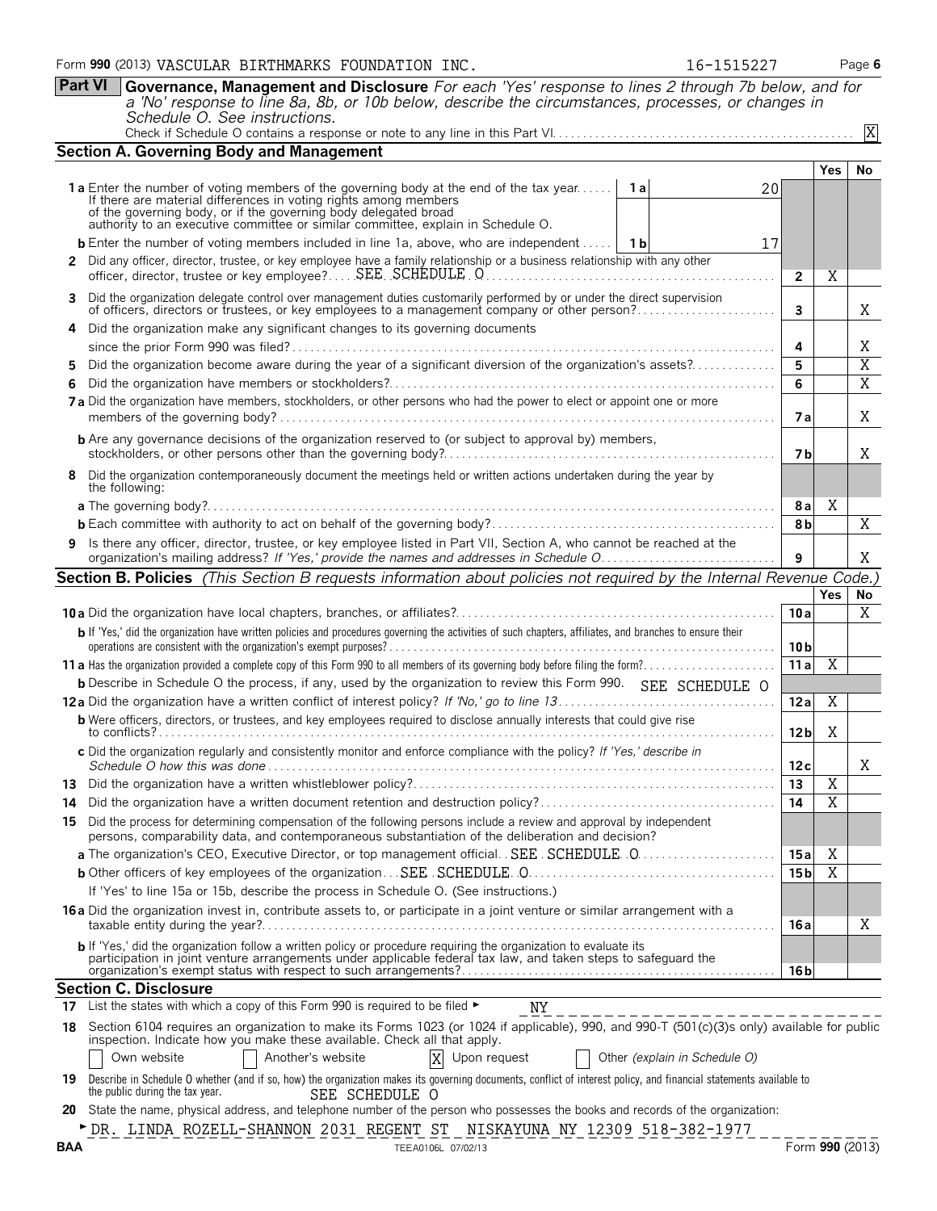Form **990** (2013) VASCULAR BIRTHMARKS FOUNDATION INC. 16-1515227

## Part VI Governance, Management and Disclosure

*For each 'Yes' response to lines 2 through 7b below, and for a 'No' response to line 8a, 8b, or 10b below, describe the circumstances, processes, or changes in Schedule O. See instructions.*

Check if Schedule O contains a response or note to any line in this Part VI. [X]

### Section A. Governing Body and Management

| | | | Yes | No |
|---|---|---|---|---|
| **1a** | Enter the number of voting members of the governing body at the end of the tax year. If there are material differences in voting rights among members of the governing body, or if the governing body delegated broad authority to an executive committee or similar committee, explain in Schedule O. | 1a: 20 | | |
| **b** | Enter the number of voting members included in line 1a, above, who are independent | 1b: 17 | | |
| **2** | Did any officer, director, trustee, or key employee have a family relationship or a business relationship with any other officer, director, trustee or key employee? SEE SCHEDULE O | 2 | X | |
| **3** | Did the organization delegate control over management duties customarily performed by or under the direct supervision of officers, directors or trustees, or key employees to a management company or other person? | 3 | | X |
| **4** | Did the organization make any significant changes to its governing documents since the prior Form 990 was filed? | 4 | | X |
| **5** | Did the organization become aware during the year of a significant diversion of the organization's assets? | 5 | | X |
| **6** | Did the organization have members or stockholders? | 6 | | X |
| **7a** | Did the organization have members, stockholders, or other persons who had the power to elect or appoint one or more members of the governing body? | 7a | | X |
| **b** | Are any governance decisions of the organization reserved to (or subject to approval by) members, stockholders, or other persons other than the governing body? | 7b | | X |
| **8** | Did the organization contemporaneously document the meetings held or written actions undertaken during the year by the following: | | | |
| **a** | The governing body? | 8a | X | |
| **b** | Each committee with authority to act on behalf of the governing body? | 8b | | X |
| **9** | Is there any officer, director, trustee, or key employee listed in Part VII, Section A, who cannot be reached at the organization's mailing address? *If 'Yes,' provide the names and addresses in Schedule O* | 9 | | X |

### Section B. Policies *(This Section B requests information about policies not required by the Internal Revenue Code.)*

| | | | Yes | No |
|---|---|---|---|---|
| **10a** | Did the organization have local chapters, branches, or affiliates? | 10a | | X |
| **b** | If 'Yes,' did the organization have written policies and procedures governing the activities of such chapters, affiliates, and branches to ensure their operations are consistent with the organization's exempt purposes? | 10b | | |
| **11a** | Has the organization provided a complete copy of this Form 990 to all members of its governing body before filing the form? | 11a | X | |
| **b** | Describe in Schedule O the process, if any, used by the organization to review this Form 990. SEE SCHEDULE O | | | |
| **12a** | Did the organization have a written conflict of interest policy? *If 'No,' go to line 13* | 12a | X | |
| **b** | Were officers, directors, or trustees, and key employees required to disclose annually interests that could give rise to conflicts? | 12b | X | |
| **c** | Did the organization regularly and consistently monitor and enforce compliance with the policy? *If 'Yes,' describe in Schedule O how this was done* | 12c | | X |
| **13** | Did the organization have a written whistleblower policy? | 13 | X | |
| **14** | Did the organization have a written document retention and destruction policy? | 14 | X | |
| **15** | Did the process for determining compensation of the following persons include a review and approval by independent persons, comparability data, and contemporaneous substantiation of the deliberation and decision? | | | |
| **a** | The organization's CEO, Executive Director, or top management official. SEE SCHEDULE O | 15a | X | |
| **b** | Other officers of key employees of the organization SEE SCHEDULE O | 15b | X | |
| | If 'Yes' to line 15a or 15b, describe the process in Schedule O. (See instructions.) | | | |
| **16a** | Did the organization invest in, contribute assets to, or participate in a joint venture or similar arrangement with a taxable entity during the year? | 16a | | X |
| **b** | If 'Yes,' did the organization follow a written policy or procedure requiring the organization to evaluate its participation in joint venture arrangements under applicable federal tax law, and taken steps to safeguard the organization's exempt status with respect to such arrangements? | 16b | | |

### Section C. Disclosure

**17** List the states with which a copy of this Form 990 is required to be filed ► NY

**18** Section 6104 requires an organization to make its Forms 1023 (or 1024 if applicable), 990, and 990-T (501(c)(3)s only) available for public inspection. Indicate how you make these available. Check all that apply.

[ ] Own website [ ] Another's website [X] Upon request [ ] Other *(explain in Schedule O)*

**19** Describe in Schedule O whether (and if so, how) the organization makes its governing documents, conflict of interest policy, and financial statements available to the public during the tax year. SEE SCHEDULE O

**20** State the name, physical address, and telephone number of the person who possesses the books and records of the organization:

► DR. LINDA ROZELL-SHANNON 2031 REGENT ST NISKAYUNA NY 12309 518-382-1977

BAA TEEA0106L 07/02/13 Form **990** (2013)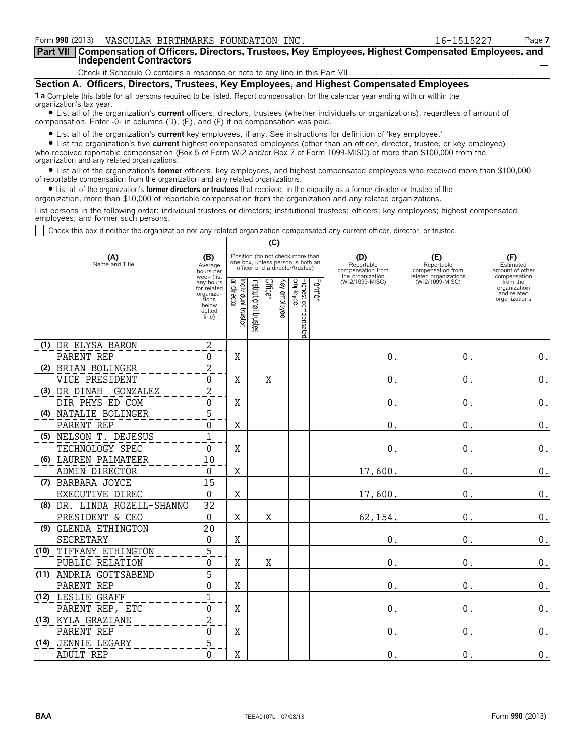Form **990** (2013) VASCULAR BIRTHMARKS FOUNDATION INC. 16-1515227 Page **7**

**Part VII Compensation of Officers, Directors, Trustees, Key Employees, Highest Compensated Employees, and Independent Contractors**

Check if Schedule O contains a response or note to any line in this Part VII . . . . . . . . . . . . . . . . . . . . . . . . . . . . . . . . . . . . . . . . . . . . . . . . ☐

## Section A. Officers, Directors, Trustees, Key Employees, and Highest Compensated Employees

**1 a** Complete this table for all persons required to be listed. Report compensation for the calendar year ending with or within the organization's tax year.

- List all of the organization's **current** officers, directors, trustees (whether individuals or organizations), regardless of amount of compensation. Enter -0- in columns (D), (E), and (F) if no compensation was paid.
- List all of the organization's **current** key employees, if any. See instructions for definition of 'key employee.'
- List the organization's five **current** highest compensated employees (other than an officer, director, trustee, or key employee) who received reportable compensation (Box 5 of Form W-2 and/or Box 7 of Form 1099-MISC) of more than $100,000 from the organization and any related organizations.
- List all of the organization's **former** officers, key employees, and highest compensated employees who received more than $100,000 of reportable compensation from the organization and any related organizations.
- List all of the organization's **former directors or trustees** that received, in the capacity as a former director or trustee of the organization, more than $10,000 of reportable compensation from the organization and any related organizations.

List persons in the following order: individual trustees or directors; institutional trustees; officers; key employees; highest compensated employees; and former such persons.

☐ Check this box if neither the organization nor any related organization compensated any current officer, director, or trustee.

| (A) Name and Title | (B) Average hours per week (list any hours for related organizations below dotted line) | (C) Position (do not check more than one box, unless person is both an officer and a director/trustee) | | | | | | (D) Reportable compensation from the organization (W-2/1099-MISC) | (E) Reportable compensation from related organizations (W-2/1099-MISC) | (F) Estimated amount of other compensation from the organization and related organizations |
|---|---|---|---|---|---|---|---|---|---|---|
| | | Individual trustee or director | Institutional trustee | Officer | Key employee | Highest compensated employee | Former | | | |
| (1) DR ELYSA BARON<br>PARENT REP | 2<br>0 | X | | | | | | 0. | 0. | 0. |
| (2) BRIAN BOLINGER<br>VICE PRESIDENT | 2<br>0 | X | | X | | | | 0. | 0. | 0. |
| (3) DR DINAH GONZALEZ<br>DIR PHYS ED COM | 2<br>0 | X | | | | | | 0. | 0. | 0. |
| (4) NATALIE BOLINGER<br>PARENT REP | 5<br>0 | X | | | | | | 0. | 0. | 0. |
| (5) NELSON T. DEJESUS<br>TECHNOLOGY SPEC | 1<br>0 | X | | | | | | 0. | 0. | 0. |
| (6) LAUREN PALMATEER<br>ADMIN DIRECTOR | 10<br>0 | X | | | | | | 17,600. | 0. | 0. |
| (7) BARBARA JOYCE<br>EXECUTIVE DIREC | 15<br>0 | X | | | | | | 17,600. | 0. | 0. |
| (8) DR. LINDA ROZELL-SHANNO<br>PRESIDENT & CEO | 32<br>0 | X | | X | | | | 62,154. | 0. | 0. |
| (9) GLENDA ETHINGTON<br>SECRETARY | 20<br>0 | X | | | | | | 0. | 0. | 0. |
| (10) TIFFANY ETHINGTON<br>PUBLIC RELATION | 5<br>0 | X | | X | | | | 0. | 0. | 0. |
| (11) ANDRIA GOTTSABEND<br>PARENT REP | 5<br>0 | X | | | | | | 0. | 0. | 0. |
| (12) LESLIE GRAFF<br>PARENT REP, ETC | 1<br>0 | X | | | | | | 0. | 0. | 0. |
| (13) KYLA GRAZIANE<br>PARENT REP | 2<br>0 | X | | | | | | 0. | 0. | 0. |
| (14) JENNIE LEGARY<br>ADULT REP | 5<br>0 | X | | | | | | 0. | 0. | 0. |

BAA TEEA0107L 07/08/13 Form **990** (2013)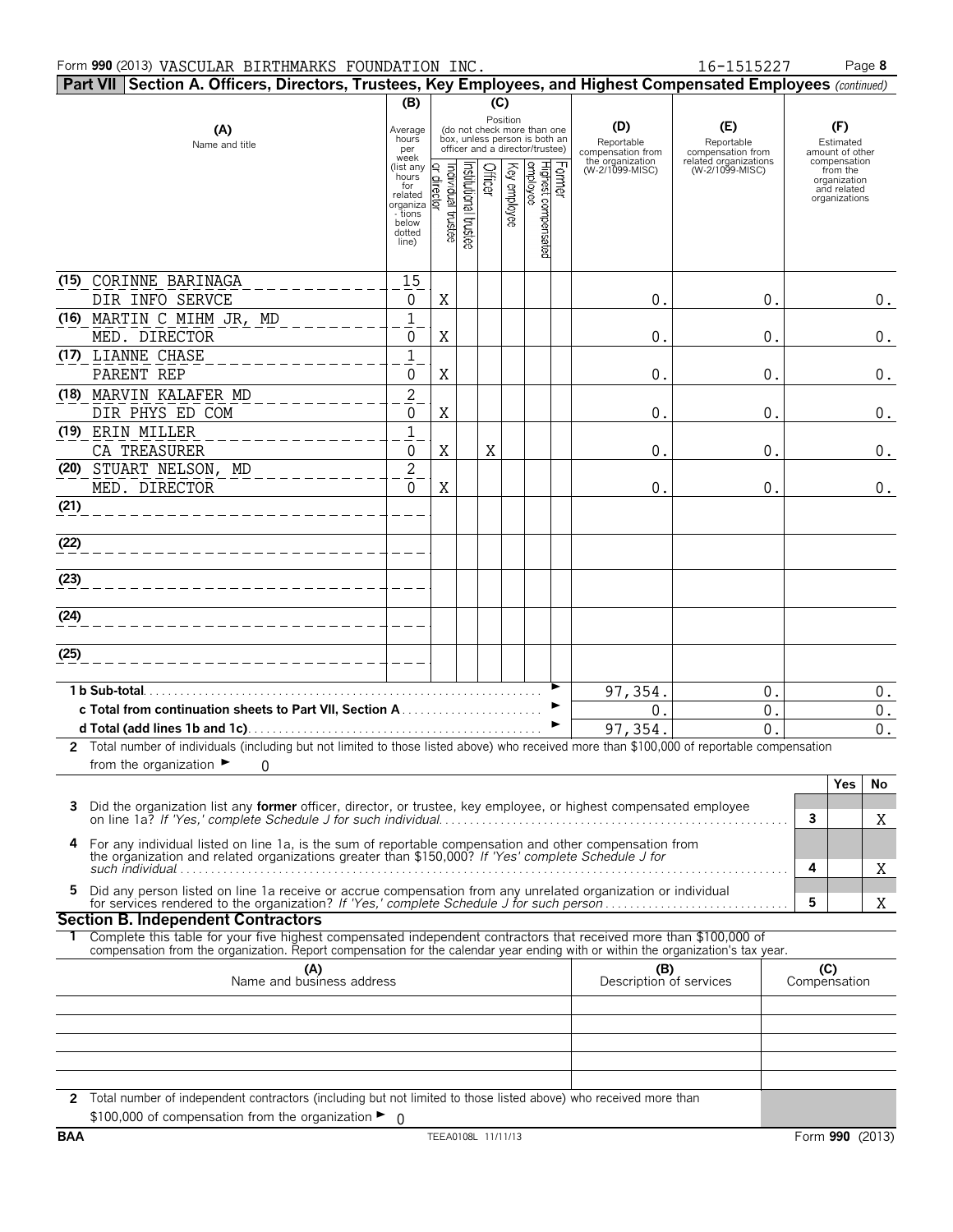Form **990** (2013) VASCULAR BIRTHMARKS FOUNDATION INC. 16-1515227

## Part VII Section A. Officers, Directors, Trustees, Key Employees, and Highest Compensated Employees *(continued)*

| (A) Name and title | (B) Average hours per week (list any hours for related organizations below dotted line) | (C) Position: Individual trustee or director | Institutional trustee | Officer | Key employee | Highest compensated employee | Former | (D) Reportable compensation from the organization (W-2/1099-MISC) | (E) Reportable compensation from related organizations (W-2/1099-MISC) | (F) Estimated amount of other compensation from the organization and related organizations |
|---|---|---|---|---|---|---|---|---|---|---|
| (15) CORINNE BARINAGA<br>DIR INFO SERVCE | 15<br>0 | X | | | | | | 0. | 0. | 0. |
| (16) MARTIN C MIHM JR, MD<br>MED. DIRECTOR | 1<br>0 | X | | | | | | 0. | 0. | 0. |
| (17) LIANNE CHASE<br>PARENT REP | 1<br>0 | X | | | | | | 0. | 0. | 0. |
| (18) MARVIN KALAFER MD<br>DIR PHYS ED COM | 2<br>0 | X | | | | | | 0. | 0. | 0. |
| (19) ERIN MILLER<br>CA TREASURER | 1<br>0 | X | | X | | | | 0. | 0. | 0. |
| (20) STUART NELSON, MD<br>MED. DIRECTOR | 2<br>0 | X | | | | | | 0. | 0. | 0. |
| (21) | | | | | | | | | | |
| (22) | | | | | | | | | | |
| (23) | | | | | | | | | | |
| (24) | | | | | | | | | | |
| (25) | | | | | | | | | | |
| **1 b Sub-total** | | | | | | | | 97,354. | 0. | 0. |
| **c Total from continuation sheets to Part VII, Section A** | | | | | | | | 0. | 0. | 0. |
| **d Total (add lines 1b and 1c)** | | | | | | | | 97,354. | 0. | 0. |

**2** Total number of individuals (including but not limited to those listed above) who received more than $100,000 of reportable compensation from the organization ► 0

| | | Yes | No |
|---|---|---|---|
| **3** Did the organization list any **former** officer, director, or trustee, key employee, or highest compensated employee on line 1a? *If 'Yes,' complete Schedule J for such individual* | 3 | | X |
| **4** For any individual listed on line 1a, is the sum of reportable compensation and other compensation from the organization and related organizations greater than $150,000? *If 'Yes' complete Schedule J for such individual* | 4 | | X |
| **5** Did any person listed on line 1a receive or accrue compensation from any unrelated organization or individual for services rendered to the organization? *If 'Yes,' complete Schedule J for such person* | 5 | | X |

## Section B. Independent Contractors

**1** Complete this table for your five highest compensated independent contractors that received more than $100,000 of compensation from the organization. Report compensation for the calendar year ending with or within the organization's tax year.

| (A) Name and business address | (B) Description of services | (C) Compensation |
|---|---|---|
| | | |
| | | |
| | | |
| | | |
| | | |

**2** Total number of independent contractors (including but not limited to those listed above) who received more than $100,000 of compensation from the organization ► 0

BAA TEEA0108L 11/11/13 Form **990** (2013)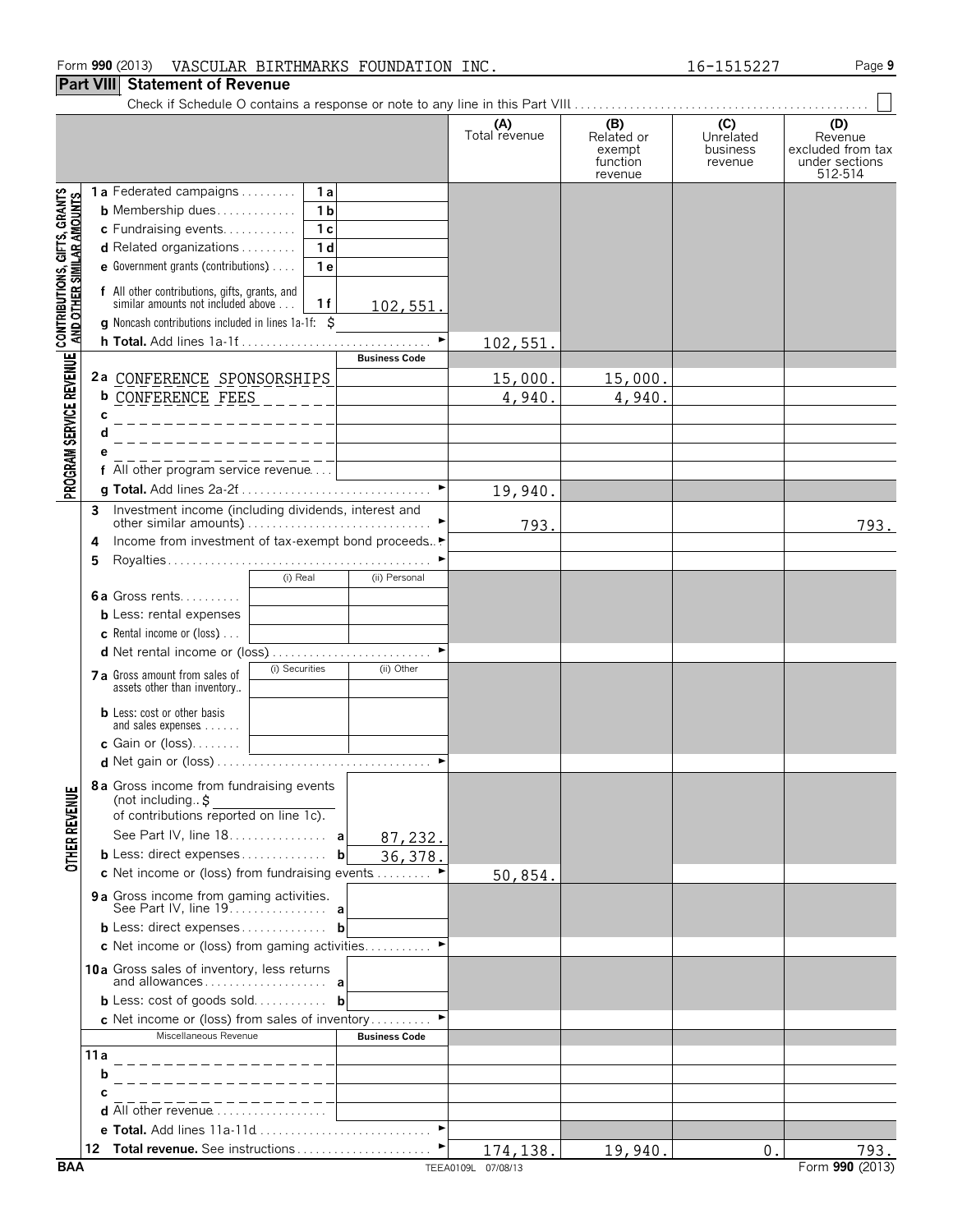Form **990** (2013) VASCULAR BIRTHMARKS FOUNDATION INC. 16-1515227 Page **9**

## Part VIII Statement of Revenue

Check if Schedule O contains a response or note to any line in this Part VIII ☐

| | | | (A) Total revenue | (B) Related or exempt function revenue | (C) Unrelated business revenue | (D) Revenue excluded from tax under sections 512-514 |
|---|---|---|---|---|---|---|
| **CONTRIBUTIONS, GIFTS, GRANTS AND OTHER SIMILAR AMOUNTS** | **1a** Federated campaigns — 1a | | | | | |
| | **b** Membership dues — 1b | | | | | |
| | **c** Fundraising events — 1c | | | | | |
| | **d** Related organizations — 1d | | | | | |
| | **e** Government grants (contributions) — 1e | | | | | |
| | **f** All other contributions, gifts, grants, and similar amounts not included above — 1f | 102,551. | | | | |
| | **g** Noncash contributions included in lines 1a-1f: $ | | | | | |
| | **h Total.** Add lines 1a-1f | | 102,551. | | | |
| **PROGRAM SERVICE REVENUE** | | **Business Code** | | | | |
| | **2a** CONFERENCE SPONSORSHIPS | | 15,000. | 15,000. | | |
| | **b** CONFERENCE FEES | | 4,940. | 4,940. | | |
| | **c** | | | | | |
| | **d** | | | | | |
| | **e** | | | | | |
| | **f** All other program service revenue | | | | | |
| | **g Total.** Add lines 2a-2f | | 19,940. | | | |
| **OTHER REVENUE** | **3** Investment income (including dividends, interest and other similar amounts) | | 793. | | | 793. |
| | **4** Income from investment of tax-exempt bond proceeds | | | | | |
| | **5** Royalties | | | | | |
| | | (i) Real / (ii) Personal | | | | |
| | **6a** Gross rents | | | | | |
| | **b** Less: rental expenses | | | | | |
| | **c** Rental income or (loss) | | | | | |
| | **d** Net rental income or (loss) | | | | | |
| | | (i) Securities / (ii) Other | | | | |
| | **7a** Gross amount from sales of assets other than inventory | | | | | |
| | **b** Less: cost or other basis and sales expenses | | | | | |
| | **c** Gain or (loss) | | | | | |
| | **d** Net gain or (loss) | | | | | |
| | **8a** Gross income from fundraising events (not including $ of contributions reported on line 1c). See Part IV, line 18 — a | 87,232. | | | | |
| | **b** Less: direct expenses — b | 36,378. | | | | |
| | **c** Net income or (loss) from fundraising events | | 50,854. | | | |
| | **9a** Gross income from gaming activities. See Part IV, line 19 — a | | | | | |
| | **b** Less: direct expenses — b | | | | | |
| | **c** Net income or (loss) from gaming activities | | | | | |
| | **10a** Gross sales of inventory, less returns and allowances — a | | | | | |
| | **b** Less: cost of goods sold — b | | | | | |
| | **c** Net income or (loss) from sales of inventory | | | | | |
| | Miscellaneous Revenue | **Business Code** | | | | |
| | **11a** | | | | | |
| | **b** | | | | | |
| | **c** | | | | | |
| | **d** All other revenue | | | | | |
| | **e Total.** Add lines 11a-11d | | | | | |
| | **12 Total revenue.** See instructions | | 174,138. | 19,940. | 0. | 793. |

BAA TEEA0109L 07/08/13 Form **990** (2013)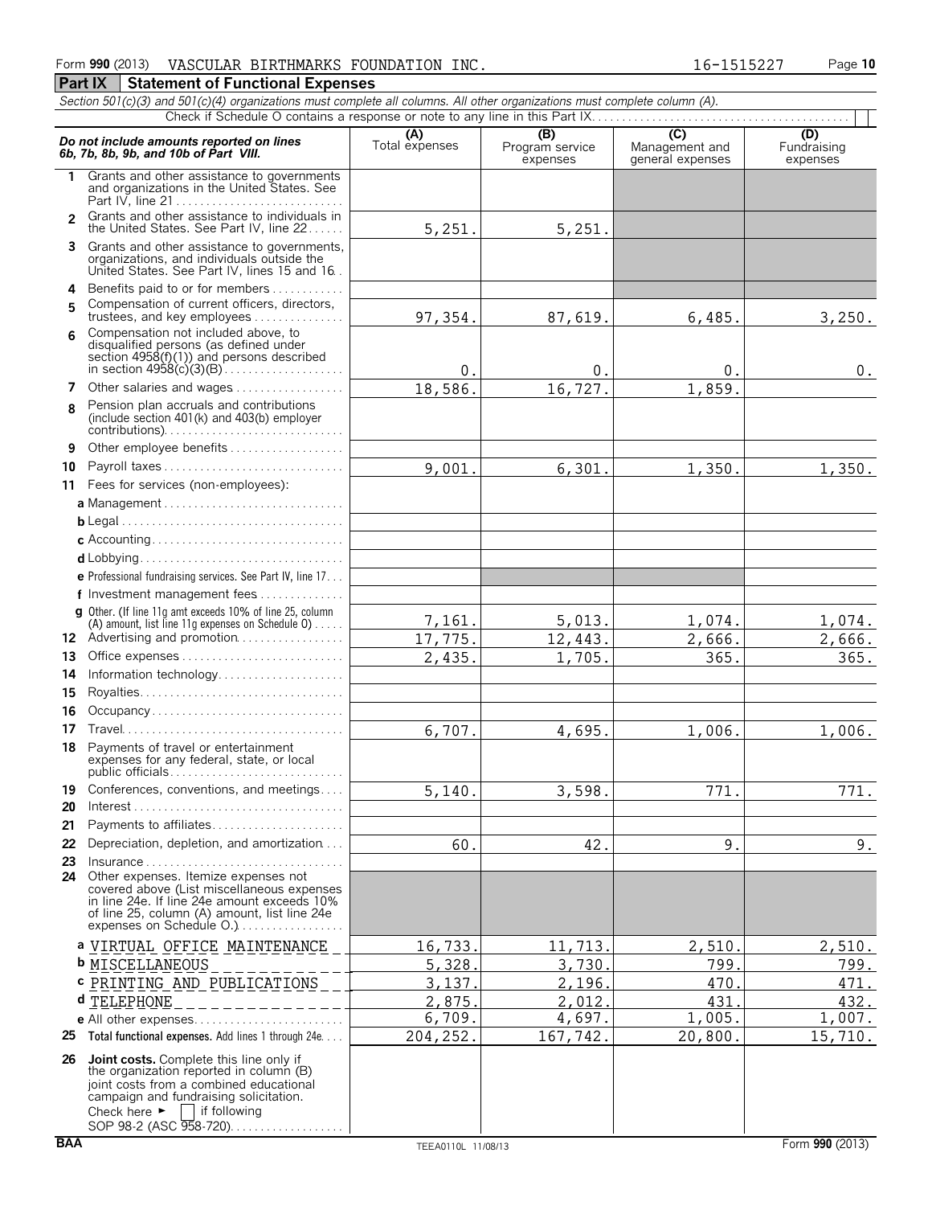Form **990** (2013) VASCULAR BIRTHMARKS FOUNDATION INC. 16-1515227 Page **10**

## Part IX Statement of Functional Expenses

*Section 501(c)(3) and 501(c)(4) organizations must complete all columns. All other organizations must complete column (A).*

Check if Schedule O contains a response or note to any line in this Part IX [ ]

| *Do not include amounts reported on lines 6b, 7b, 8b, 9b, and 10b of Part VIII.* | (A) Total expenses | (B) Program service expenses | (C) Management and general expenses | (D) Fundraising expenses |
|---|---|---|---|---|
| 1 Grants and other assistance to governments and organizations in the United States. See Part IV, line 21 | | | | |
| 2 Grants and other assistance to individuals in the United States. See Part IV, line 22 | 5,251. | 5,251. | | |
| 3 Grants and other assistance to governments, organizations, and individuals outside the United States. See Part IV, lines 15 and 16 | | | | |
| 4 Benefits paid to or for members | | | | |
| 5 Compensation of current officers, directors, trustees, and key employees | 97,354. | 87,619. | 6,485. | 3,250. |
| 6 Compensation not included above, to disqualified persons (as defined under section 4958(f)(1)) and persons described in section 4958(c)(3)(B) | 0. | 0. | 0. | 0. |
| 7 Other salaries and wages | 18,586. | 16,727. | 1,859. | |
| 8 Pension plan accruals and contributions (include section 401(k) and 403(b) employer contributions) | | | | |
| 9 Other employee benefits | | | | |
| 10 Payroll taxes | 9,001. | 6,301. | 1,350. | 1,350. |
| 11 Fees for services (non-employees): | | | | |
| a Management | | | | |
| b Legal | | | | |
| c Accounting | | | | |
| d Lobbying | | | | |
| e Professional fundraising services. See Part IV, line 17 | | | | |
| f Investment management fees | | | | |
| g Other. (If line 11g amt exceeds 10% of line 25, column (A) amount, list line 11g expenses on Schedule O) | 7,161. | 5,013. | 1,074. | 1,074. |
| 12 Advertising and promotion | 17,775. | 12,443. | 2,666. | 2,666. |
| 13 Office expenses | 2,435. | 1,705. | 365. | 365. |
| 14 Information technology | | | | |
| 15 Royalties | | | | |
| 16 Occupancy | | | | |
| 17 Travel | 6,707. | 4,695. | 1,006. | 1,006. |
| 18 Payments of travel or entertainment expenses for any federal, state, or local public officials | | | | |
| 19 Conferences, conventions, and meetings | 5,140. | 3,598. | 771. | 771. |
| 20 Interest | | | | |
| 21 Payments to affiliates | | | | |
| 22 Depreciation, depletion, and amortization | 60. | 42. | 9. | 9. |
| 23 Insurance | | | | |
| 24 Other expenses. Itemize expenses not covered above (List miscellaneous expenses in line 24e. If line 24e amount exceeds 10% of line 25, column (A) amount, list line 24e expenses on Schedule O.) | | | | |
| a VIRTUAL OFFICE MAINTENANCE | 16,733. | 11,713. | 2,510. | 2,510. |
| b MISCELLANEOUS | 5,328. | 3,730. | 799. | 799. |
| c PRINTING AND PUBLICATIONS | 3,137. | 2,196. | 470. | 471. |
| d TELEPHONE | 2,875. | 2,012. | 431. | 432. |
| e All other expenses | 6,709. | 4,697. | 1,005. | 1,007. |
| 25 Total functional expenses. Add lines 1 through 24e | 204,252. | 167,742. | 20,800. | 15,710. |
| 26 **Joint costs.** Complete this line only if the organization reported in column (B) joint costs from a combined educational campaign and fundraising solicitation. Check here ► [ ] if following SOP 98-2 (ASC 958-720) | | | | |

BAA TEEA0110L 11/08/13 Form **990** (2013)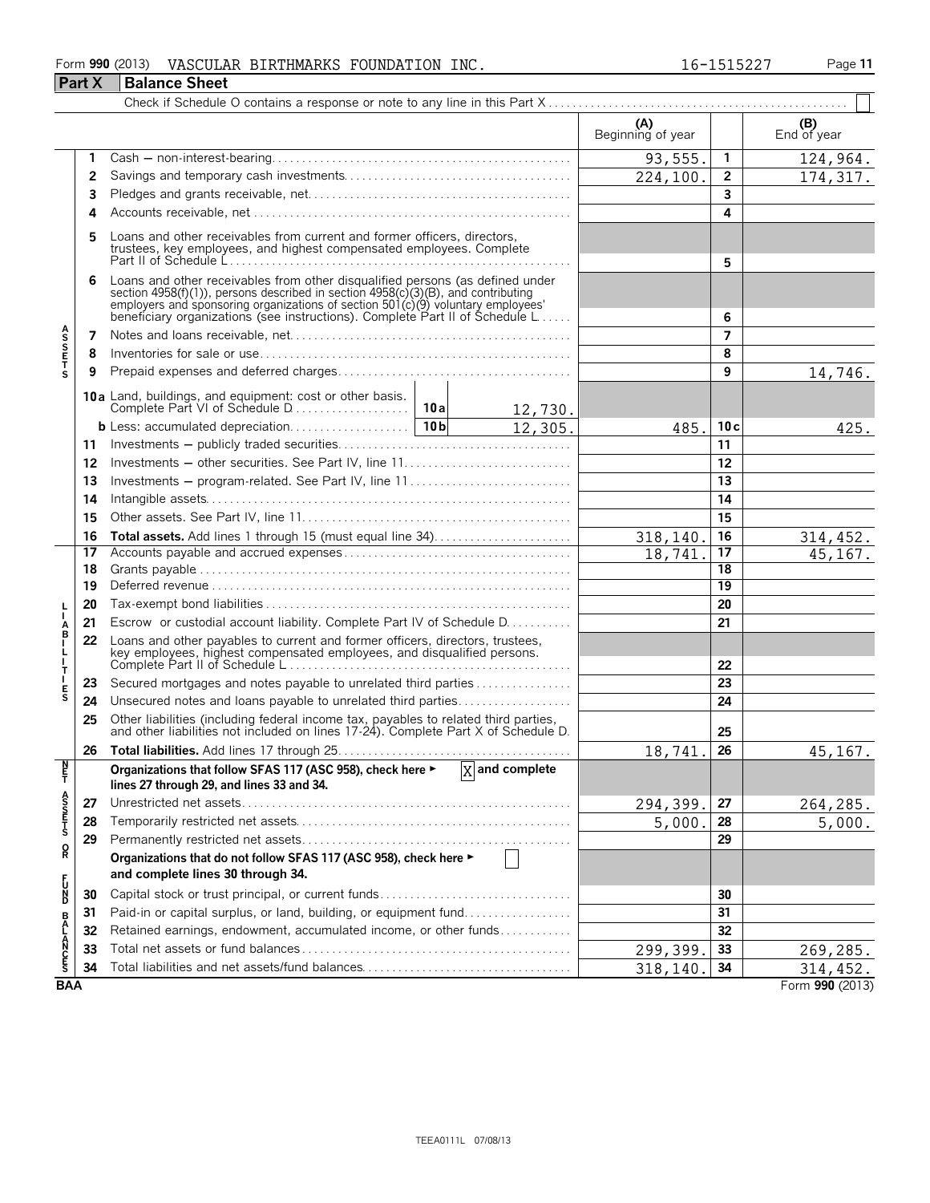Form **990** (2013) VASCULAR BIRTHMARKS FOUNDATION INC. 16-1515227 Page **11**

## Part X Balance Sheet

Check if Schedule O contains a response or note to any line in this Part X . . . . . . . . . . . . . . . . . . . . . . . . . . . . . . . . . . . . . . . . . . . . . . . . . ☐

| | | | (A) Beginning of year | | (B) End of year |
|---|---|---|---|---|---|
| **ASSETS** | 1 | Cash — non-interest-bearing | 93,555. | 1 | 124,964. |
| | 2 | Savings and temporary cash investments | 224,100. | 2 | 174,317. |
| | 3 | Pledges and grants receivable, net | | 3 | |
| | 4 | Accounts receivable, net | | 4 | |
| | 5 | Loans and other receivables from current and former officers, directors, trustees, key employees, and highest compensated employees. Complete Part II of Schedule L | | 5 | |
| | 6 | Loans and other receivables from other disqualified persons (as defined under section 4958(f)(1)), persons described in section 4958(c)(3)(B), and contributing employers and sponsoring organizations of section 501(c)(9) voluntary employees' beneficiary organizations (see instructions). Complete Part II of Schedule L | | 6 | |
| | 7 | Notes and loans receivable, net | | 7 | |
| | 8 | Inventories for sale or use | | 8 | |
| | 9 | Prepaid expenses and deferred charges | | 9 | 14,746. |
| | 10a | Land, buildings, and equipment: cost or other basis. Complete Part VI of Schedule D — 10a: 12,730. | | | |
| | b | Less: accumulated depreciation — 10b: 12,305. | 485. | 10c | 425. |
| | 11 | Investments — publicly traded securities | | 11 | |
| | 12 | Investments — other securities. See Part IV, line 11 | | 12 | |
| | 13 | Investments — program-related. See Part IV, line 11 | | 13 | |
| | 14 | Intangible assets | | 14 | |
| | 15 | Other assets. See Part IV, line 11 | | 15 | |
| | 16 | **Total assets.** Add lines 1 through 15 (must equal line 34) | 318,140. | 16 | 314,452. |
| **LIABILITIES** | 17 | Accounts payable and accrued expenses | 18,741. | 17 | 45,167. |
| | 18 | Grants payable | | 18 | |
| | 19 | Deferred revenue | | 19 | |
| | 20 | Tax-exempt bond liabilities | | 20 | |
| | 21 | Escrow or custodial account liability. Complete Part IV of Schedule D | | 21 | |
| | 22 | Loans and other payables to current and former officers, directors, trustees, key employees, highest compensated employees, and disqualified persons. Complete Part II of Schedule L | | 22 | |
| | 23 | Secured mortgages and notes payable to unrelated third parties | | 23 | |
| | 24 | Unsecured notes and loans payable to unrelated third parties | | 24 | |
| | 25 | Other liabilities (including federal income tax, payables to related third parties, and other liabilities not included on lines 17-24). Complete Part X of Schedule D | | 25 | |
| | 26 | **Total liabilities.** Add lines 17 through 25 | 18,741. | 26 | 45,167. |
| **NET ASSETS OR FUND BALANCES** | | **Organizations that follow SFAS 117 (ASC 958), check here ► ☒ and complete lines 27 through 29, and lines 33 and 34.** | | | |
| | 27 | Unrestricted net assets | 294,399. | 27 | 264,285. |
| | 28 | Temporarily restricted net assets | 5,000. | 28 | 5,000. |
| | 29 | Permanently restricted net assets | | 29 | |
| | | **Organizations that do not follow SFAS 117 (ASC 958), check here ► ☐ and complete lines 30 through 34.** | | | |
| | 30 | Capital stock or trust principal, or current funds | | 30 | |
| | 31 | Paid-in or capital surplus, or land, building, or equipment fund | | 31 | |
| | 32 | Retained earnings, endowment, accumulated income, or other funds | | 32 | |
| | 33 | Total net assets or fund balances | 299,399. | 33 | 269,285. |
| | 34 | Total liabilities and net assets/fund balances | 318,140. | 34 | 314,452. |

BAA Form **990** (2013)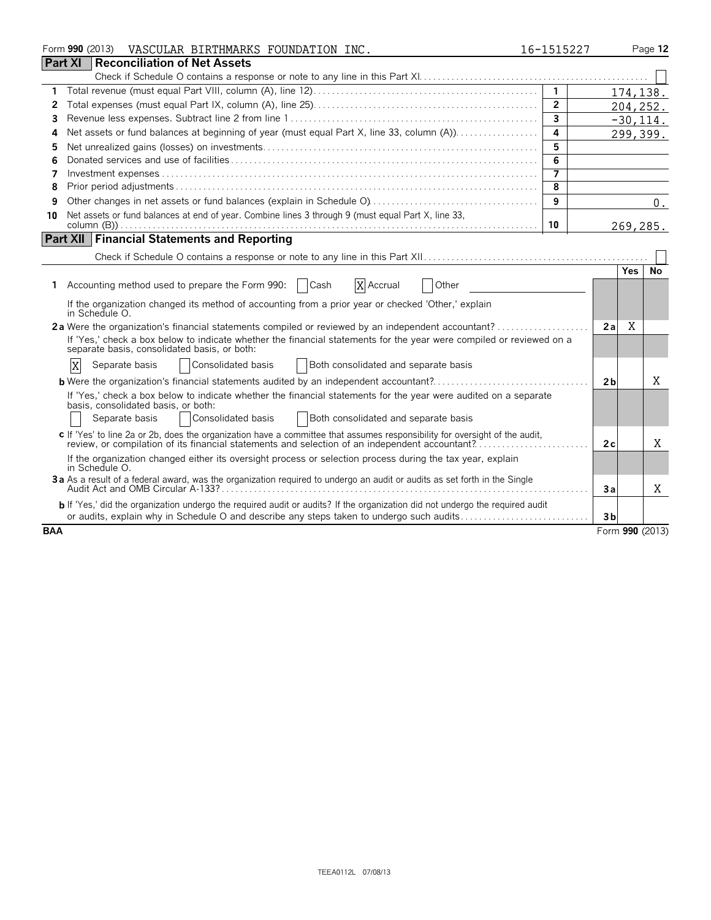Form **990** (2013) VASCULAR BIRTHMARKS FOUNDATION INC. 16-1515227

## Part XI Reconciliation of Net Assets

Check if Schedule O contains a response or note to any line in this Part XI. ☐

| | | | |
|---|---|---|---|
| 1 | Total revenue (must equal Part VIII, column (A), line 12) | 1 | 174,138. |
| 2 | Total expenses (must equal Part IX, column (A), line 25) | 2 | 204,252. |
| 3 | Revenue less expenses. Subtract line 2 from line 1 | 3 | -30,114. |
| 4 | Net assets or fund balances at beginning of year (must equal Part X, line 33, column (A)) | 4 | 299,399. |
| 5 | Net unrealized gains (losses) on investments | 5 | |
| 6 | Donated services and use of facilities | 6 | |
| 7 | Investment expenses | 7 | |
| 8 | Prior period adjustments | 8 | |
| 9 | Other changes in net assets or fund balances (explain in Schedule O) | 9 | 0. |
| 10 | Net assets or fund balances at end of year. Combine lines 3 through 9 (must equal Part X, line 33, column (B)) | 10 | 269,285. |

## Part XII Financial Statements and Reporting

Check if Schedule O contains a response or note to any line in this Part XII ☐

| | | | Yes | No |
|---|---|---|---|---|
| **1** | Accounting method used to prepare the Form 990: ☐ Cash ☒ Accrual ☐ Other | | | |
| | If the organization changed its method of accounting from a prior year or checked 'Other,' explain in Schedule O. | | | |
| **2a** | Were the organization's financial statements compiled or reviewed by an independent accountant? | 2a | X | |
| | If 'Yes,' check a box below to indicate whether the financial statements for the year were compiled or reviewed on a separate basis, consolidated basis, or both: | | | |
| | ☒ Separate basis ☐ Consolidated basis ☐ Both consolidated and separate basis | | | |
| **b** | Were the organization's financial statements audited by an independent accountant? | 2b | | X |
| | If 'Yes,' check a box below to indicate whether the financial statements for the year were audited on a separate basis, consolidated basis, or both: | | | |
| | ☐ Separate basis ☐ Consolidated basis ☐ Both consolidated and separate basis | | | |
| **c** | If 'Yes' to line 2a or 2b, does the organization have a committee that assumes responsibility for oversight of the audit, review, or compilation of its financial statements and selection of an independent accountant? | 2c | | X |
| | If the organization changed either its oversight process or selection process during the tax year, explain in Schedule O. | | | |
| **3a** | As a result of a federal award, was the organization required to undergo an audit or audits as set forth in the Single Audit Act and OMB Circular A-133? | 3a | | X |
| **b** | If 'Yes,' did the organization undergo the required audit or audits? If the organization did not undergo the required audit or audits, explain why in Schedule O and describe any steps taken to undergo such audits | 3b | | |

BAA Form **990** (2013)

TEEA0112L 07/08/13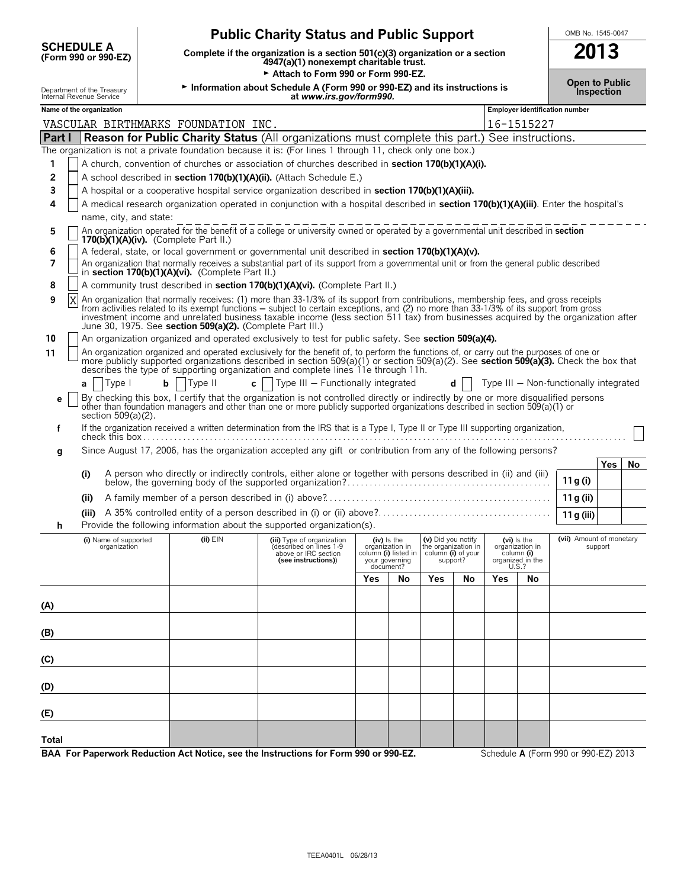**SCHEDULE A**
**(Form 990 or 990-EZ)**

Department of the Treasury
Internal Revenue Service

# Public Charity Status and Public Support

**Complete if the organization is a section 501(c)(3) organization or a section 4947(a)(1) nonexempt charitable trust.**

► Attach to Form 990 or Form 990-EZ.

► Information about Schedule A (Form 990 or 990-EZ) and its instructions is at *www.irs.gov/form990.*

OMB No. 1545-0047

**2013**

**Open to Public Inspection**

**Name of the organization:** VASCULAR BIRTHMARKS FOUNDATION INC.

**Employer identification number:** 16-1515227

## Part I Reason for Public Charity Status (All organizations must complete this part.) See instructions.

The organization is not a private foundation because it is: (For lines 1 through 11, check only one box.)

1. [ ] A church, convention of churches or association of churches described in **section 170(b)(1)(A)(i).**
2. [ ] A school described in **section 170(b)(1)(A)(ii).** (Attach Schedule E.)
3. [ ] A hospital or a cooperative hospital service organization described in **section 170(b)(1)(A)(iii).**
4. [ ] A medical research organization operated in conjunction with a hospital described in **section 170(b)(1)(A)(iii)**. Enter the hospital's name, city, and state:
5. [ ] An organization operated for the benefit of a college or university owned or operated by a governmental unit described in **section 170(b)(1)(A)(iv).** (Complete Part II.)
6. [ ] A federal, state, or local government or governmental unit described in **section 170(b)(1)(A)(v).**
7. [ ] An organization that normally receives a substantial part of its support from a governmental unit or from the general public described in **section 170(b)(1)(A)(vi).** (Complete Part II.)
8. [ ] A community trust described in **section 170(b)(1)(A)(vi).** (Complete Part II.)
9. [X] An organization that normally receives: (1) more than 33-1/3% of its support from contributions, membership fees, and gross receipts from activities related to its exempt functions — subject to certain exceptions, and (2) no more than 33-1/3% of its support from gross investment income and unrelated business taxable income (less section 511 tax) from businesses acquired by the organization after June 30, 1975. See **section 509(a)(2).** (Complete Part III.)
10. [ ] An organization organized and operated exclusively to test for public safety. See **section 509(a)(4).**
11. [ ] An organization organized and operated exclusively for the benefit of, to perform the functions of, or carry out the purposes of one or more publicly supported organizations described in section 509(a)(1) or section 509(a)(2). See **section 509(a)(3).** Check the box that describes the type of supporting organization and complete lines 11e through 11h.

   **a** [ ] Type I **b** [ ] Type II **c** [ ] Type III — Functionally integrated **d** [ ] Type III — Non-functionally integrated

   **e** [ ] By checking this box, I certify that the organization is not controlled directly or indirectly by one or more disqualified persons other than foundation managers and other than one or more publicly supported organizations described in section 509(a)(1) or section 509(a)(2).

   **f** If the organization received a written determination from the IRS that is a Type I, Type II or Type III supporting organization, check this box [ ]

   **g** Since August 17, 2006, has the organization accepted any gift or contribution from any of the following persons?

| | | | Yes | No |
|---|---|---|---|---|
| (i) | A person who directly or indirectly controls, either alone or together with persons described in (ii) and (iii) below, the governing body of the supported organization? | 11 g (i) | | |
| (ii) | A family member of a person described in (i) above? | 11 g (ii) | | |
| (iii) | A 35% controlled entity of a person described in (i) or (ii) above? | 11 g (iii) | | |

   **h** Provide the following information about the supported organization(s).

| | (i) Name of supported organization | (ii) EIN | (iii) Type of organization (described on lines 1-9 above or IRC section (see instructions)) | (iv) Is the organization in column (i) listed in your governing document? Yes | No | (v) Did you notify the organization in column (i) of your support? Yes | No | (vi) Is the organization in column (i) organized in the U.S.? Yes | No | (vii) Amount of monetary support |
|---|---|---|---|---|---|---|---|---|---|---|
| (A) | | | | | | | | | | |
| (B) | | | | | | | | | | |
| (C) | | | | | | | | | | |
| (D) | | | | | | | | | | |
| (E) | | | | | | | | | | |
| Total | | | | | | | | | | |

**BAA For Paperwork Reduction Act Notice, see the Instructions for Form 990 or 990-EZ.** Schedule **A** (Form 990 or 990-EZ) 2013

TEEA0401L 06/28/13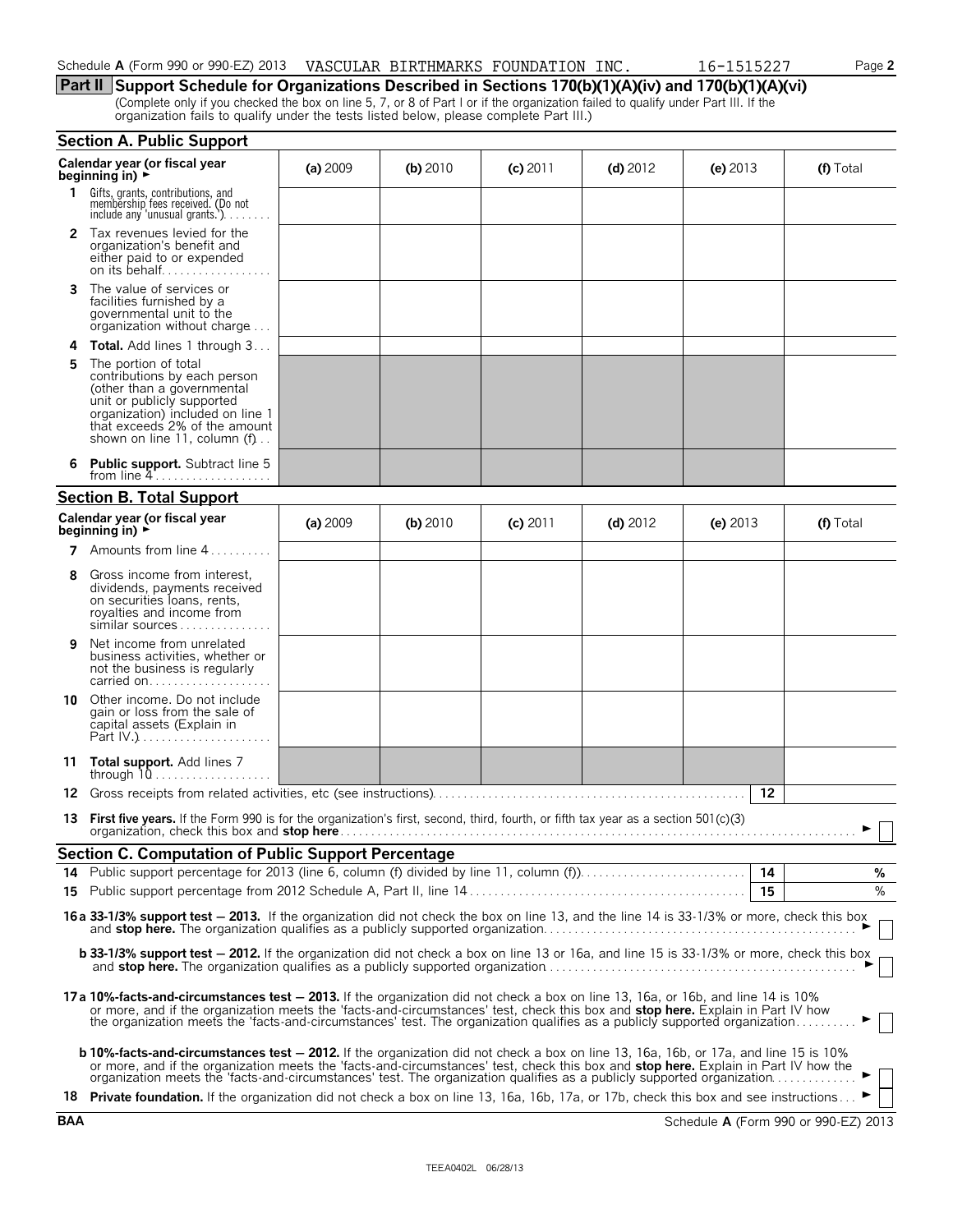Schedule **A** (Form 990 or 990-EZ) 2013 VASCULAR BIRTHMARKS FOUNDATION INC. 16-1515227

## Part II Support Schedule for Organizations Described in Sections 170(b)(1)(A)(iv) and 170(b)(1)(A)(vi)

(Complete only if you checked the box on line 5, 7, or 8 of Part I or if the organization failed to qualify under Part III. If the organization fails to qualify under the tests listed below, please complete Part III.)

### Section A. Public Support

| Calendar year (or fiscal year beginning in) ► | (a) 2009 | (b) 2010 | (c) 2011 | (d) 2012 | (e) 2013 | (f) Total |
|---|---|---|---|---|---|---|
| **1** Gifts, grants, contributions, and membership fees received. (Do not include any 'unusual grants.') | | | | | | |
| **2** Tax revenues levied for the organization's benefit and either paid to or expended on its behalf | | | | | | |
| **3** The value of services or facilities furnished by a governmental unit to the organization without charge | | | | | | |
| **4** **Total.** Add lines 1 through 3 | | | | | | |
| **5** The portion of total contributions by each person (other than a governmental unit or publicly supported organization) included on line 1 that exceeds 2% of the amount shown on line 11, column (f) | | | | | | |
| **6** **Public support.** Subtract line 5 from line 4 | | | | | | |

### Section B. Total Support

| Calendar year (or fiscal year beginning in) ► | (a) 2009 | (b) 2010 | (c) 2011 | (d) 2012 | (e) 2013 | (f) Total |
|---|---|---|---|---|---|---|
| **7** Amounts from line 4 | | | | | | |
| **8** Gross income from interest, dividends, payments received on securities loans, rents, royalties and income from similar sources | | | | | | |
| **9** Net income from unrelated business activities, whether or not the business is regularly carried on | | | | | | |
| **10** Other income. Do not include gain or loss from the sale of capital assets (Explain in Part IV.) | | | | | | |
| **11** **Total support.** Add lines 7 through 10 | | | | | | |

**12** Gross receipts from related activities, etc (see instructions) **12**

**13** **First five years.** If the Form 990 is for the organization's first, second, third, fourth, or fifth tax year as a section 501(c)(3) organization, check this box and **stop here** ► ☐

### Section C. Computation of Public Support Percentage

**14** Public support percentage for 2013 (line 6, column (f) divided by line 11, column (f)) **14** %

**15** Public support percentage from 2012 Schedule A, Part II, line 14 **15** %

**16a 33-1/3% support test — 2013.** If the organization did not check the box on line 13, and the line 14 is 33-1/3% or more, check this box and **stop here.** The organization qualifies as a publicly supported organization ► ☐

**b 33-1/3% support test — 2012.** If the organization did not check a box on line 13 or 16a, and line 15 is 33-1/3% or more, check this box and **stop here.** The organization qualifies as a publicly supported organization ► ☐

**17a 10%-facts-and-circumstances test — 2013.** If the organization did not check a box on line 13, 16a, or 16b, and line 14 is 10% or more, and if the organization meets the 'facts-and-circumstances' test, check this box and **stop here.** Explain in Part IV how the organization meets the 'facts-and-circumstances' test. The organization qualifies as a publicly supported organization ► ☐

**b 10%-facts-and-circumstances test — 2012.** If the organization did not check a box on line 13, 16a, 16b, or 17a, and line 15 is 10% or more, and if the organization meets the 'facts-and-circumstances' test, check this box and **stop here.** Explain in Part IV how the organization meets the 'facts-and-circumstances' test. The organization qualifies as a publicly supported organization ► ☐

**18** **Private foundation.** If the organization did not check a box on line 13, 16a, 16b, 17a, or 17b, check this box and see instructions ► ☐

BAA Schedule **A** (Form 990 or 990-EZ) 2013

TEEA0402L 06/28/13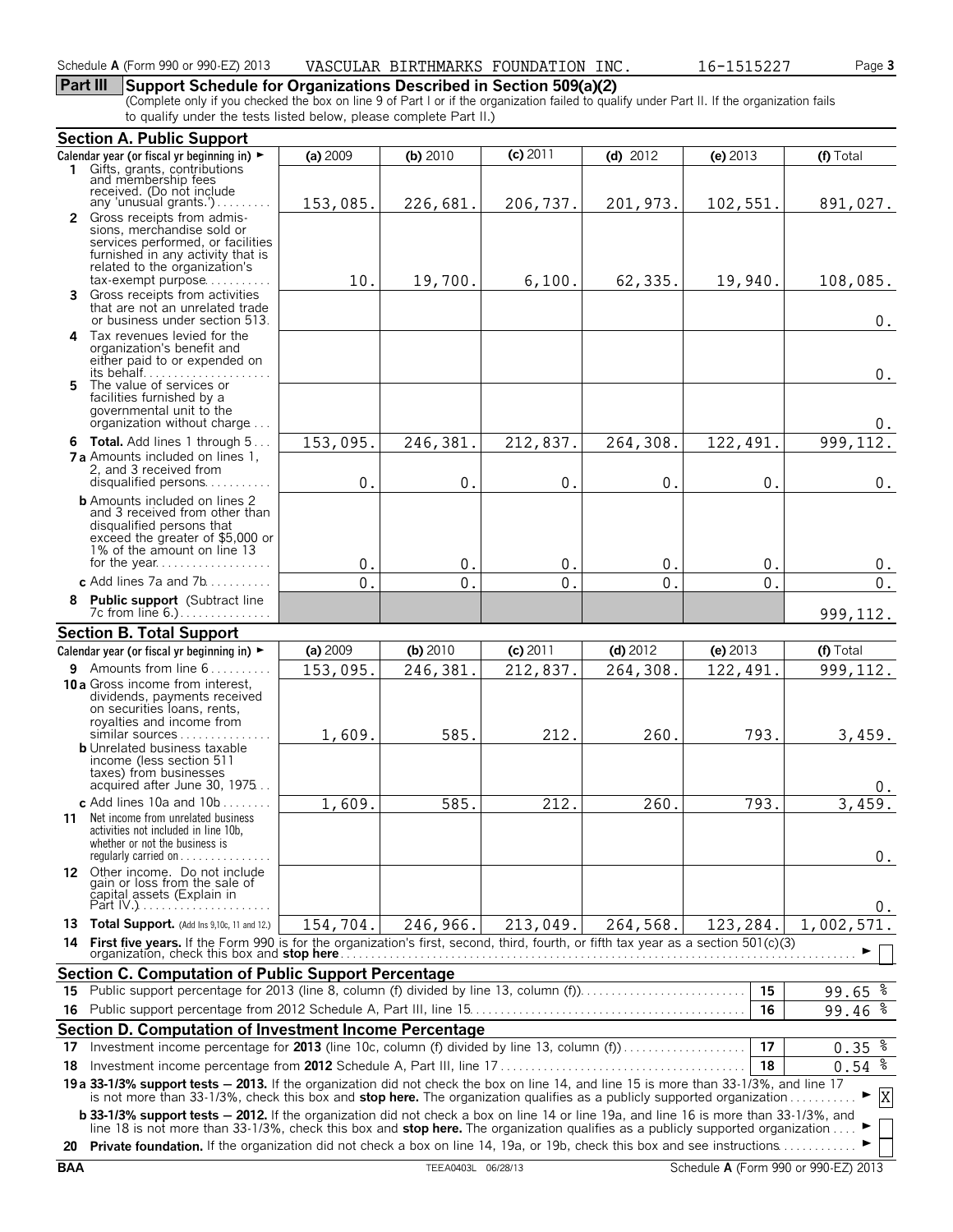Schedule A (Form 990 or 990-EZ) 2013 VASCULAR BIRTHMARKS FOUNDATION INC. 16-1515227

## Part III Support Schedule for Organizations Described in Section 509(a)(2)

(Complete only if you checked the box on line 9 of Part I or if the organization failed to qualify under Part II. If the organization fails to qualify under the tests listed below, please complete Part II.)

### Section A. Public Support

| Calendar year (or fiscal yr beginning in) ► | (a) 2009 | (b) 2010 | (c) 2011 | (d) 2012 | (e) 2013 | (f) Total |
|---|---|---|---|---|---|---|
| 1 Gifts, grants, contributions and membership fees received. (Do not include any 'unusual grants.') | 153,085. | 226,681. | 206,737. | 201,973. | 102,551. | 891,027. |
| 2 Gross receipts from admissions, merchandise sold or services performed, or facilities furnished in any activity that is related to the organization's tax-exempt purpose | 10. | 19,700. | 6,100. | 62,335. | 19,940. | 108,085. |
| 3 Gross receipts from activities that are not an unrelated trade or business under section 513 | | | | | | 0. |
| 4 Tax revenues levied for the organization's benefit and either paid to or expended on its behalf | | | | | | 0. |
| 5 The value of services or facilities furnished by a governmental unit to the organization without charge | | | | | | 0. |
| 6 **Total.** Add lines 1 through 5 | 153,095. | 246,381. | 212,837. | 264,308. | 122,491. | 999,112. |
| 7a Amounts included on lines 1, 2, and 3 received from disqualified persons | 0. | 0. | 0. | 0. | 0. | 0. |
| b Amounts included on lines 2 and 3 received from other than disqualified persons that exceed the greater of $5,000 or 1% of the amount on line 13 for the year | 0. | 0. | 0. | 0. | 0. | 0. |
| c Add lines 7a and 7b | 0. | 0. | 0. | 0. | 0. | 0. |
| 8 **Public support** (Subtract line 7c from line 6.) | | | | | | 999,112. |

### Section B. Total Support

| Calendar year (or fiscal yr beginning in) ► | (a) 2009 | (b) 2010 | (c) 2011 | (d) 2012 | (e) 2013 | (f) Total |
|---|---|---|---|---|---|---|
| 9 Amounts from line 6 | 153,095. | 246,381. | 212,837. | 264,308. | 122,491. | 999,112. |
| 10a Gross income from interest, dividends, payments received on securities loans, rents, royalties and income from similar sources | 1,609. | 585. | 212. | 260. | 793. | 3,459. |
| b Unrelated business taxable income (less section 511 taxes) from businesses acquired after June 30, 1975 | | | | | | 0. |
| c Add lines 10a and 10b | 1,609. | 585. | 212. | 260. | 793. | 3,459. |
| 11 Net income from unrelated business activities not included in line 10b, whether or not the business is regularly carried on | | | | | | 0. |
| 12 Other income. Do not include gain or loss from the sale of capital assets (Explain in Part IV.) | | | | | | 0. |
| 13 **Total Support.** (Add lns 9,10c, 11 and 12.) | 154,704. | 246,966. | 213,049. | 264,568. | 123,284. | 1,002,571. |

14 **First five years.** If the Form 990 is for the organization's first, second, third, fourth, or fifth tax year as a section 501(c)(3) organization, check this box and **stop here** ► ☐

### Section C. Computation of Public Support Percentage

| | | |
|---|---|---|
| 15 Public support percentage for 2013 (line 8, column (f) divided by line 13, column (f)) | 15 | 99.65 % |
| 16 Public support percentage from 2012 Schedule A, Part III, line 15 | 16 | 99.46 % |

### Section D. Computation of Investment Income Percentage

| | | |
|---|---|---|
| 17 Investment income percentage for **2013** (line 10c, column (f) divided by line 13, column (f)) | 17 | 0.35 % |
| 18 Investment income percentage from **2012** Schedule A, Part III, line 17 | 18 | 0.54 % |

19a **33-1/3% support tests — 2013.** If the organization did not check the box on line 14, and line 15 is more than 33-1/3%, and line 17 is not more than 33-1/3%, check this box and **stop here.** The organization qualifies as a publicly supported organization ► [X]

b **33-1/3% support tests — 2012.** If the organization did not check a box on line 14 or line 19a, and line 16 is more than 33-1/3%, and line 18 is not more than 33-1/3%, check this box and **stop here.** The organization qualifies as a publicly supported organization ► ☐

20 **Private foundation.** If the organization did not check a box on line 14, 19a, or 19b, check this box and see instructions ► ☐

BAA TEEA0403L 06/28/13 Schedule A (Form 990 or 990-EZ) 2013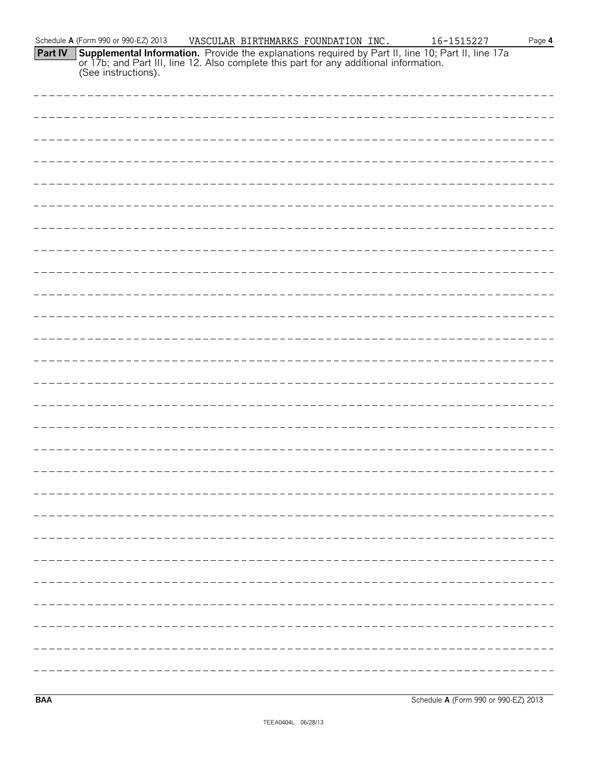Schedule **A** (Form 990 or 990-EZ) 2013 VASCULAR BIRTHMARKS FOUNDATION INC. 16-1515227

**Part IV Supplemental Information.** Provide the explanations required by Part II, line 10; Part II, line 17a or 17b; and Part III, line 12. Also complete this part for any additional information. (See instructions).

**BAA** Schedule **A** (Form 990 or 990-EZ) 2013

TEEA0404L 06/28/13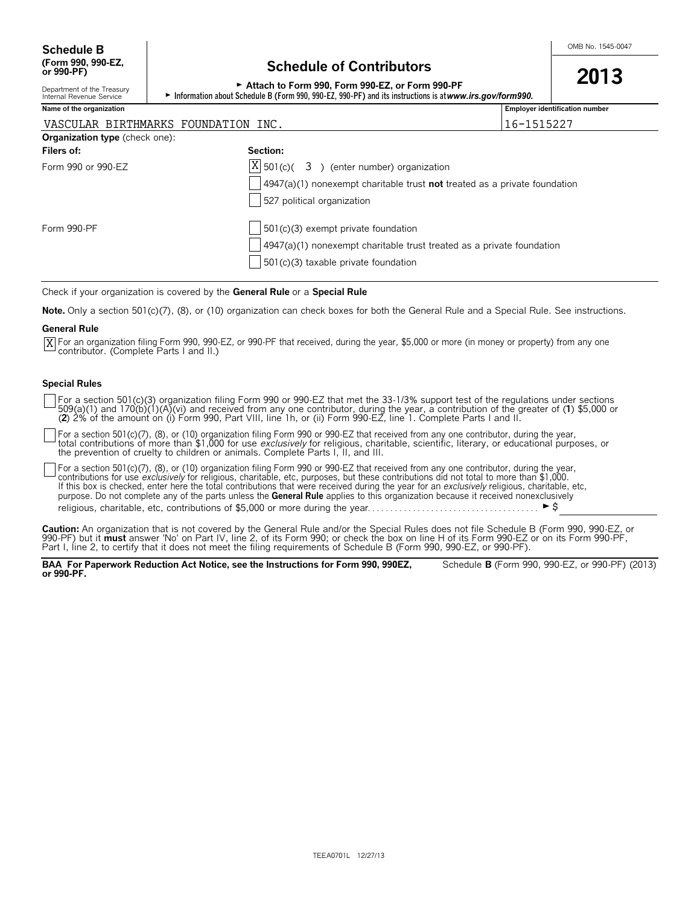**Schedule B**
**(Form 990, 990-EZ, or 990-PF)**

Department of the Treasury
Internal Revenue Service

# Schedule of Contributors

► **Attach to Form 990, Form 990-EZ, or Form 990-PF**
► **Information about Schedule B (Form 990, 990-EZ, 990-PF) and its instructions is at *www.irs.gov/form990.***

OMB No. 1545-0047

**2013**

| **Name of the organization** | **Employer identification number** |
|---|---|
| VASCULAR BIRTHMARKS FOUNDATION INC. | 16-1515227 |

**Organization type** (check one):

| **Filers of:** | **Section:** |
|---|---|
| Form 990 or 990-EZ | [X] 501(c)( 3 ) (enter number) organization |
| | [ ] 4947(a)(1) nonexempt charitable trust **not** treated as a private foundation |
| | [ ] 527 political organization |
| Form 990-PF | [ ] 501(c)(3) exempt private foundation |
| | [ ] 4947(a)(1) nonexempt charitable trust treated as a private foundation |
| | [ ] 501(c)(3) taxable private foundation |

Check if your organization is covered by the **General Rule** or a **Special Rule**

**Note.** Only a section 501(c)(7), (8), or (10) organization can check boxes for both the General Rule and a Special Rule. See instructions.

**General Rule**

[X] For an organization filing Form 990, 990-EZ, or 990-PF that received, during the year, $5,000 or more (in money or property) from any one contributor. (Complete Parts I and II.)

**Special Rules**

[ ] For a section 501(c)(3) organization filing Form 990 or 990-EZ that met the 33-1/3% support test of the regulations under sections 509(a)(1) and 170(b)(1)(A)(vi) and received from any one contributor, during the year, a contribution of the greater of (**1**) $5,000 or (**2**) 2% of the amount on (i) Form 990, Part VIII, line 1h, or (ii) Form 990-EZ, line 1. Complete Parts I and II.

[ ] For a section 501(c)(7), (8), or (10) organization filing Form 990 or 990-EZ that received from any one contributor, during the year, total contributions of more than $1,000 for use *exclusively* for religious, charitable, scientific, literary, or educational purposes, or the prevention of cruelty to children or animals. Complete Parts I, II, and III.

[ ] For a section 501(c)(7), (8), or (10) organization filing Form 990 or 990-EZ that received from any one contributor, during the year, contributions for use *exclusively* for religious, charitable, etc, purposes, but these contributions did not total to more than $1,000. If this box is checked, enter here the total contributions that were received during the year for an *exclusively* religious, charitable, etc, purpose. Do not complete any of the parts unless the **General Rule** applies to this organization because it received nonexclusively religious, charitable, etc, contributions of $5,000 or more during the year. . . . . . . . . . . . . . . . . . . . . . . . . . . . . . . . . . . . . ► $

**Caution:** An organization that is not covered by the General Rule and/or the Special Rules does not file Schedule B (Form 990, 990-EZ, or 990-PF) but it **must** answer 'No' on Part IV, line 2, of its Form 990; or check the box on line H of its Form 990-EZ or on its Form 990-PF, Part I, line 2, to certify that it does not meet the filing requirements of Schedule B (Form 990, 990-EZ, or 990-PF).

**BAA For Paperwork Reduction Act Notice, see the Instructions for Form 990, 990EZ, or 990-PF.** Schedule **B** (Form 990, 990-EZ, or 990-PF) (2013)

TEEA0701L 12/27/13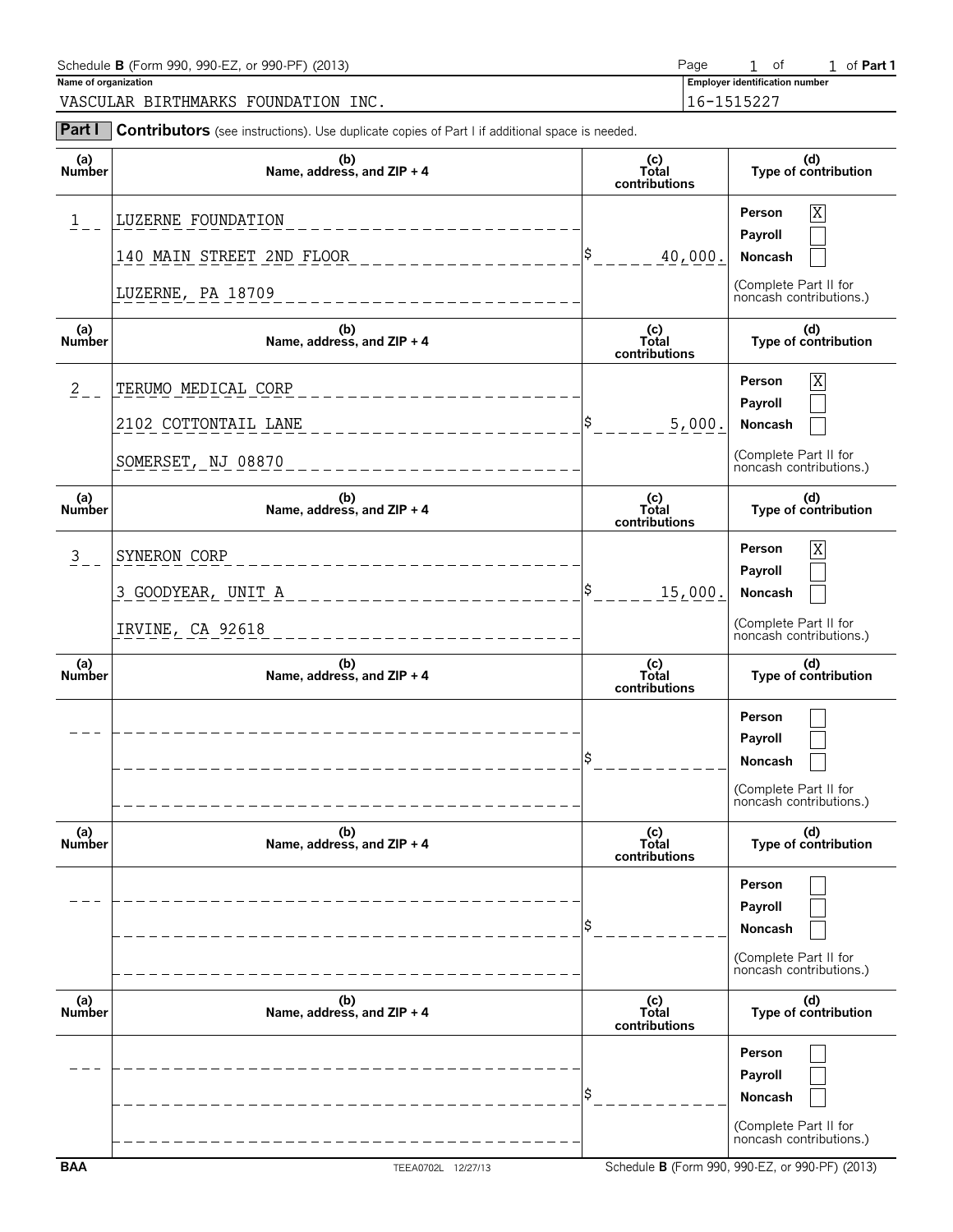Schedule **B** (Form 990, 990-EZ, or 990-PF) (2013) Page 1 of 1 of **Part 1**

**Name of organization**
VASCULAR BIRTHMARKS FOUNDATION INC.

**Employer identification number**
16-1515227

**Part I** **Contributors** (see instructions). Use duplicate copies of Part I if additional space is needed.

| (a) Number | (b) Name, address, and ZIP + 4 | (c) Total contributions | (d) Type of contribution |
|---|---|---|---|
| 1 | LUZERNE FOUNDATION<br>140 MAIN STREET 2ND FLOOR<br>LUZERNE, PA 18709 | $ 40,000. | Person [X]<br>Payroll [ ]<br>Noncash [ ]<br>(Complete Part II for noncash contributions.) |
| 2 | TERUMO MEDICAL CORP<br>2102 COTTONTAIL LANE<br>SOMERSET, NJ 08870 | $ 5,000. | Person [X]<br>Payroll [ ]<br>Noncash [ ]<br>(Complete Part II for noncash contributions.) |
| 3 | SYNERON CORP<br>3 GOODYEAR, UNIT A<br>IRVINE, CA 92618 | $ 15,000. | Person [X]<br>Payroll [ ]<br>Noncash [ ]<br>(Complete Part II for noncash contributions.) |
| | | $ | Person [ ]<br>Payroll [ ]<br>Noncash [ ]<br>(Complete Part II for noncash contributions.) |
| | | $ | Person [ ]<br>Payroll [ ]<br>Noncash [ ]<br>(Complete Part II for noncash contributions.) |
| | | $ | Person [ ]<br>Payroll [ ]<br>Noncash [ ]<br>(Complete Part II for noncash contributions.) |

BAA TEEA0702L 12/27/13 Schedule **B** (Form 990, 990-EZ, or 990-PF) (2013)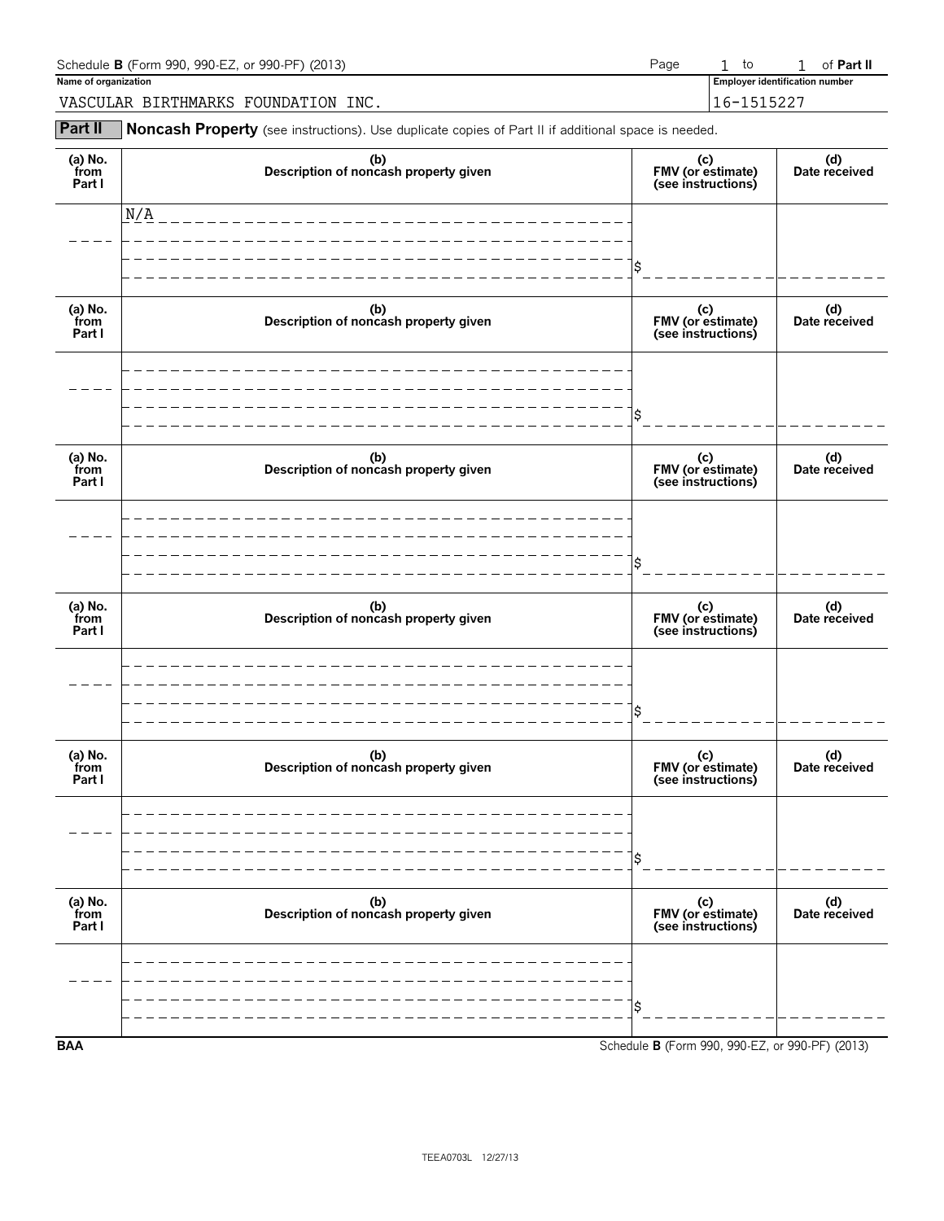Schedule **B** (Form 990, 990-EZ, or 990-PF) (2013) Page 1 to 1 of **Part II**

**Name of organization**

VASCULAR BIRTHMARKS FOUNDATION INC.

**Employer identification number**

16-1515227

## Part II Noncash Property (see instructions). Use duplicate copies of Part II if additional space is needed.

| (a) No. from Part I | (b) Description of noncash property given | (c) FMV (or estimate) (see instructions) | (d) Date received |
|---|---|---|---|
| | N/A | $ | |

| (a) No. from Part I | (b) Description of noncash property given | (c) FMV (or estimate) (see instructions) | (d) Date received |
|---|---|---|---|
| | | $ | |

| (a) No. from Part I | (b) Description of noncash property given | (c) FMV (or estimate) (see instructions) | (d) Date received |
|---|---|---|---|
| | | $ | |

| (a) No. from Part I | (b) Description of noncash property given | (c) FMV (or estimate) (see instructions) | (d) Date received |
|---|---|---|---|
| | | $ | |

| (a) No. from Part I | (b) Description of noncash property given | (c) FMV (or estimate) (see instructions) | (d) Date received |
|---|---|---|---|
| | | $ | |

| (a) No. from Part I | (b) Description of noncash property given | (c) FMV (or estimate) (see instructions) | (d) Date received |
|---|---|---|---|
| | | $ | |

**BAA** Schedule **B** (Form 990, 990-EZ, or 990-PF) (2013)

TEEA0703L 12/27/13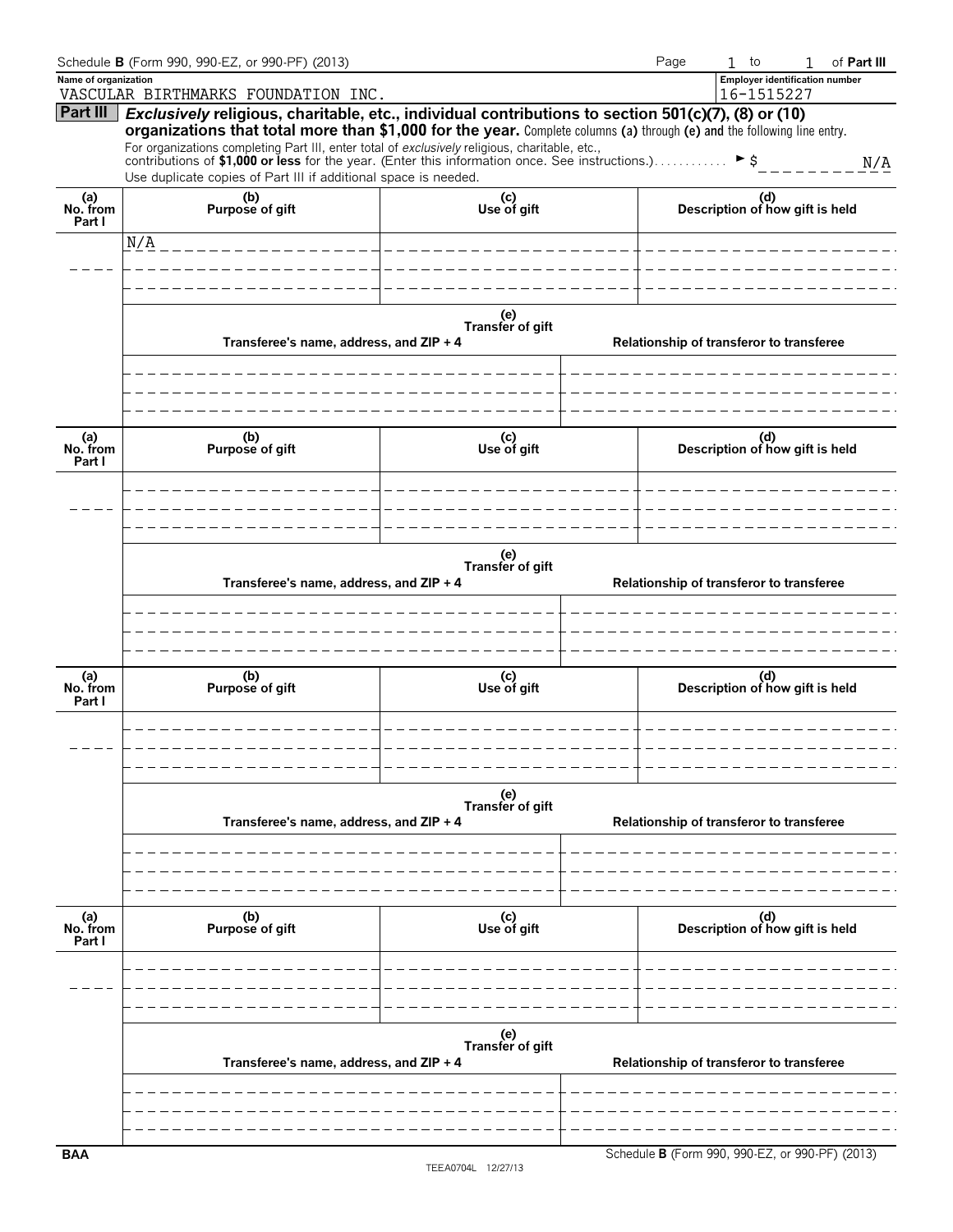Schedule **B** (Form 990, 990-EZ, or 990-PF) (2013) Page 1 to 1 of **Part III**

**Name of organization**
VASCULAR BIRTHMARKS FOUNDATION INC.

**Employer identification number**
16-1515227

## Part III *Exclusively* religious, charitable, etc., individual contributions to section 501(c)(7), (8) or (10) organizations that total more than $1,000 for the year.

Complete columns **(a)** through **(e)** and the following line entry.

For organizations completing Part III, enter total of *exclusively* religious, charitable, etc., contributions of **$1,000 or less** for the year. (Enter this information once. See instructions.) ............ ► $ N/A

Use duplicate copies of Part III if additional space is needed.

| (a) No. from Part I | (b) Purpose of gift | (c) Use of gift | (d) Description of how gift is held |
|---|---|---|---|
| | N/A | | |

| (e) Transfer of gift | |
|---|---|
| Transferee's name, address, and ZIP + 4 | Relationship of transferor to transferee |
| | |

| (a) No. from Part I | (b) Purpose of gift | (c) Use of gift | (d) Description of how gift is held |
|---|---|---|---|
| | | | |

| (e) Transfer of gift | |
|---|---|
| Transferee's name, address, and ZIP + 4 | Relationship of transferor to transferee |
| | |

| (a) No. from Part I | (b) Purpose of gift | (c) Use of gift | (d) Description of how gift is held |
|---|---|---|---|
| | | | |

| (e) Transfer of gift | |
|---|---|
| Transferee's name, address, and ZIP + 4 | Relationship of transferor to transferee |
| | |

| (a) No. from Part I | (b) Purpose of gift | (c) Use of gift | (d) Description of how gift is held |
|---|---|---|---|
| | | | |

| (e) Transfer of gift | |
|---|---|
| Transferee's name, address, and ZIP + 4 | Relationship of transferor to transferee |
| | |

BAA TEEA0704L 12/27/13 Schedule **B** (Form 990, 990-EZ, or 990-PF) (2013)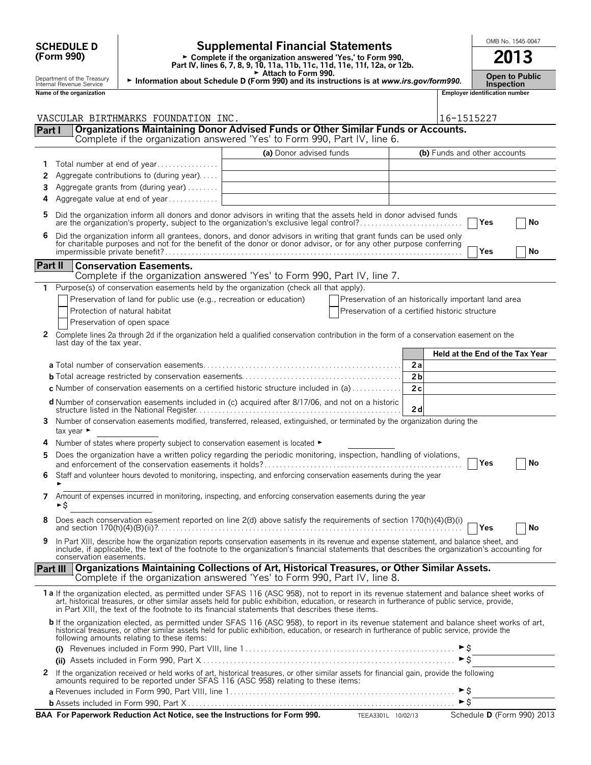**SCHEDULE D (Form 990)**

Department of the Treasury
Internal Revenue Service

# Supplemental Financial Statements

► Complete if the organization answered 'Yes,' to Form 990, Part IV, lines 6, 7, 8, 9, 10, 11a, 11b, 11c, 11d, 11e, 11f, 12a, or 12b.
► Attach to Form 990.
► Information about Schedule D (Form 990) and its instructions is at *www.irs.gov/form990.*

OMB No. 1545-0047

**2013**

**Open to Public Inspection**

**Name of the organization:** VASCULAR BIRTHMARKS FOUNDATION INC.

**Employer identification number:** 16-1515227

## Part I Organizations Maintaining Donor Advised Funds or Other Similar Funds or Accounts.
Complete if the organization answered 'Yes' to Form 990, Part IV, line 6.

| | | (a) Donor advised funds | (b) Funds and other accounts |
|---|---|---|---|
| 1 | Total number at end of year | | |
| 2 | Aggregate contributions to (during year) | | |
| 3 | Aggregate grants from (during year) | | |
| 4 | Aggregate value at end of year | | |

5 Did the organization inform all donors and donor advisors in writing that the assets held in donor advised funds are the organization's property, subject to the organization's exclusive legal control? ☐ Yes ☐ No

6 Did the organization inform all grantees, donors, and donor advisors in writing that grant funds can be used only for charitable purposes and not for the benefit of the donor or donor advisor, or for any other purpose conferring impermissible private benefit? ☐ Yes ☐ No

## Part II Conservation Easements.
Complete if the organization answered 'Yes' to Form 990, Part IV, line 7.

1 Purpose(s) of conservation easements held by the organization (check all that apply).

☐ Preservation of land for public use (e.g., recreation or education)
☐ Protection of natural habitat
☐ Preservation of open space
☐ Preservation of an historically important land area
☐ Preservation of a certified historic structure

2 Complete lines 2a through 2d if the organization held a qualified conservation contribution in the form of a conservation easement on the last day of the tax year.

| | | | Held at the End of the Tax Year |
|---|---|---|---|
| a | Total number of conservation easements | 2a | |
| b | Total acreage restricted by conservation easements | 2b | |
| c | Number of conservation easements on a certified historic structure included in (a) | 2c | |
| d | Number of conservation easements included in (c) acquired after 8/17/06, and not on a historic structure listed in the National Register | 2d | |

3 Number of conservation easements modified, transferred, released, extinguished, or terminated by the organization during the tax year ►

4 Number of states where property subject to conservation easement is located ►

5 Does the organization have a written policy regarding the periodic monitoring, inspection, handling of violations, and enforcement of the conservation easements it holds? ☐ Yes ☐ No

6 Staff and volunteer hours devoted to monitoring, inspecting, and enforcing conservation easements during the year ►

7 Amount of expenses incurred in monitoring, inspecting, and enforcing conservation easements during the year ►$

8 Does each conservation easement reported on line 2(d) above satisfy the requirements of section 170(h)(4)(B)(i) and section 170(h)(4)(B)(ii)? ☐ Yes ☐ No

9 In Part XIII, describe how the organization reports conservation easements in its revenue and expense statement, and balance sheet, and include, if applicable, the text of the footnote to the organization's financial statements that describes the organization's accounting for conservation easements.

## Part III Organizations Maintaining Collections of Art, Historical Treasures, or Other Similar Assets.
Complete if the organization answered 'Yes' to Form 990, Part IV, line 8.

1a If the organization elected, as permitted under SFAS 116 (ASC 958), not to report in its revenue statement and balance sheet works of art, historical treasures, or other similar assets held for public exhibition, education, or research in furtherance of public service, provide, in Part XIII, the text of the footnote to its financial statements that describes these items.

b If the organization elected, as permitted under SFAS 116 (ASC 958), to report in its revenue statement and balance sheet works of art, historical treasures, or other similar assets held for public exhibition, education, or research in furtherance of public service, provide the following amounts relating to these items:

(i) Revenues included in Form 990, Part VIII, line 1 ►$

(ii) Assets included in Form 990, Part X ►$

2 If the organization received or held works of art, historical treasures, or other similar assets for financial gain, provide the following amounts required to be reported under SFAS 116 (ASC 958) relating to these items:

a Revenues included in Form 990, Part VIII, line 1 ►$

b Assets included in Form 990, Part X ►$

**BAA For Paperwork Reduction Act Notice, see the Instructions for Form 990.** TEEA3301L 10/02/13 Schedule **D** (Form 990) 2013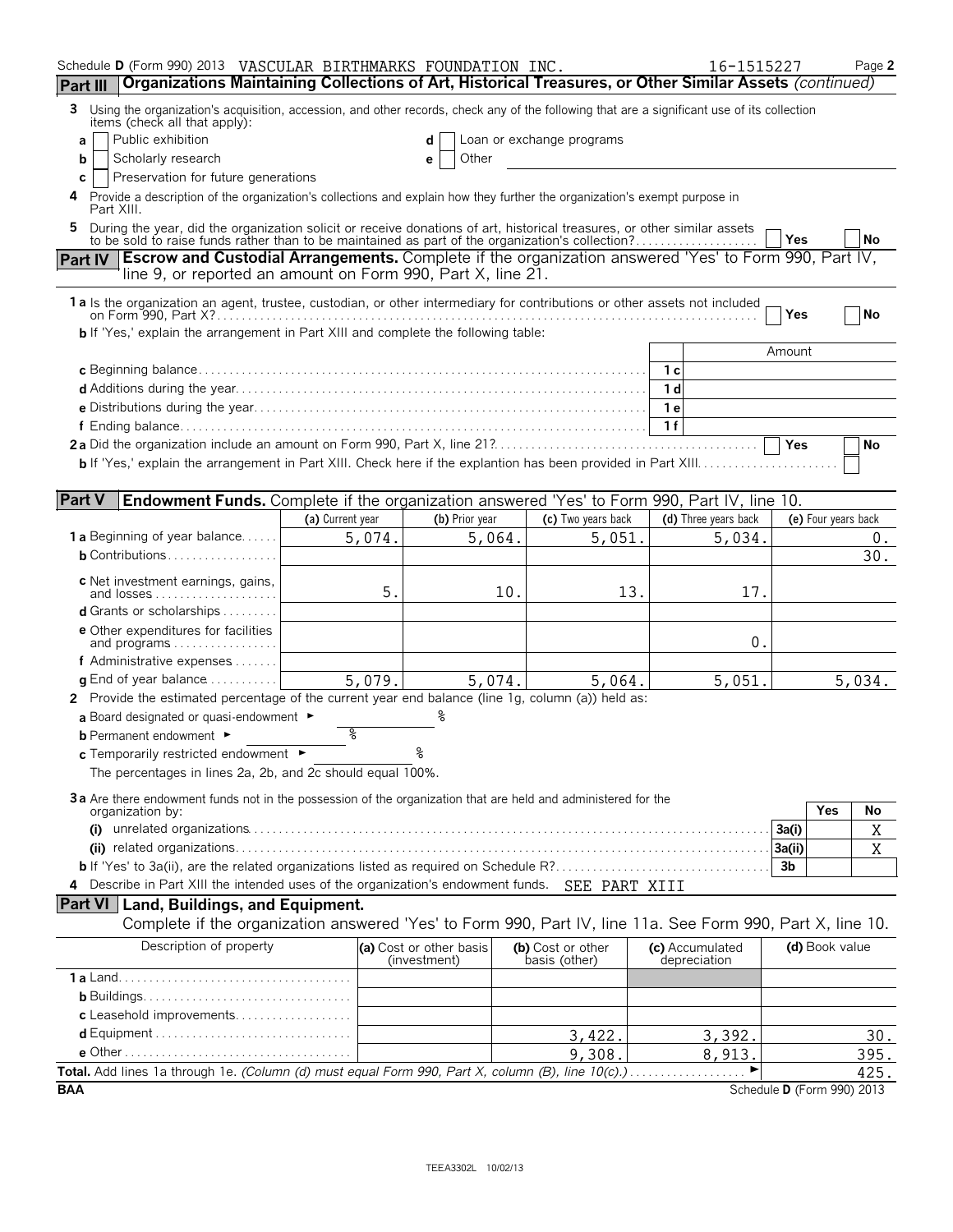Schedule D (Form 990) 2013 VASCULAR BIRTHMARKS FOUNDATION INC. 16-1515227 Page 2

## Part III Organizations Maintaining Collections of Art, Historical Treasures, or Other Similar Assets *(continued)*

**3** Using the organization's acquisition, accession, and other records, check any of the following that are a significant use of its collection items (check all that apply):

- **a** ☐ Public exhibition
- **b** ☐ Scholarly research
- **c** ☐ Preservation for future generations
- **d** ☐ Loan or exchange programs
- **e** ☐ Other

**4** Provide a description of the organization's collections and explain how they further the organization's exempt purpose in Part XIII.

**5** During the year, did the organization solicit or receive donations of art, historical treasures, or other similar assets to be sold to raise funds rather than to be maintained as part of the organization's collection? ☐ Yes ☐ No

## Part IV Escrow and Custodial Arrangements. Complete if the organization answered 'Yes' to Form 990, Part IV, line 9, or reported an amount on Form 990, Part X, line 21.

**1a** Is the organization an agent, trustee, custodian, or other intermediary for contributions or other assets not included on Form 990, Part X? ☐ Yes ☐ No

**b** If 'Yes,' explain the arrangement in Part XIII and complete the following table:

| | | Amount |
|---|---|---|
| **c** Beginning balance | 1c | |
| **d** Additions during the year | 1d | |
| **e** Distributions during the year | 1e | |
| **f** Ending balance | 1f | |

**2a** Did the organization include an amount on Form 990, Part X, line 21? ☐ Yes ☐ No

**b** If 'Yes,' explain the arrangement in Part XIII. Check here if the explantion has been provided in Part XIII ☐

## Part V Endowment Funds. Complete if the organization answered 'Yes' to Form 990, Part IV, line 10.

| | (a) Current year | (b) Prior year | (c) Two years back | (d) Three years back | (e) Four years back |
|---|---|---|---|---|---|
| **1a** Beginning of year balance | 5,074. | 5,064. | 5,051. | 5,034. | 0. |
| **b** Contributions | | | | | 30. |
| **c** Net investment earnings, gains, and losses | 5. | 10. | 13. | 17. | |
| **d** Grants or scholarships | | | | | |
| **e** Other expenditures for facilities and programs | | | | 0. | |
| **f** Administrative expenses | | | | | |
| **g** End of year balance | 5,079. | 5,074. | 5,064. | 5,051. | 5,034. |

**2** Provide the estimated percentage of the current year end balance (line 1g, column (a)) held as:

**a** Board designated or quasi-endowment ► %

**b** Permanent endowment ► %

**c** Temporarily restricted endowment ► %

The percentages in lines 2a, 2b, and 2c should equal 100%.

**3a** Are there endowment funds not in the possession of the organization that are held and administered for the organization by:

| | | Yes | No |
|---|---|---|---|
| **(i)** unrelated organizations | 3a(i) | | X |
| **(ii)** related organizations | 3a(ii) | | X |
| **b** If 'Yes' to 3a(ii), are the related organizations listed as required on Schedule R? | 3b | | |

**4** Describe in Part XIII the intended uses of the organization's endowment funds. SEE PART XIII

## Part VI Land, Buildings, and Equipment.

Complete if the organization answered 'Yes' to Form 990, Part IV, line 11a. See Form 990, Part X, line 10.

| Description of property | (a) Cost or other basis (investment) | (b) Cost or other basis (other) | (c) Accumulated depreciation | (d) Book value |
|---|---|---|---|---|
| **1a** Land | | | | |
| **b** Buildings | | | | |
| **c** Leasehold improvements | | | | |
| **d** Equipment | | 3,422. | 3,392. | 30. |
| **e** Other | | 9,308. | 8,913. | 395. |
| **Total.** Add lines 1a through 1e. *(Column (d) must equal Form 990, Part X, column (B), line 10(c).)* ► | | | | 425. |

BAA Schedule D (Form 990) 2013

TEEA3302L 10/02/13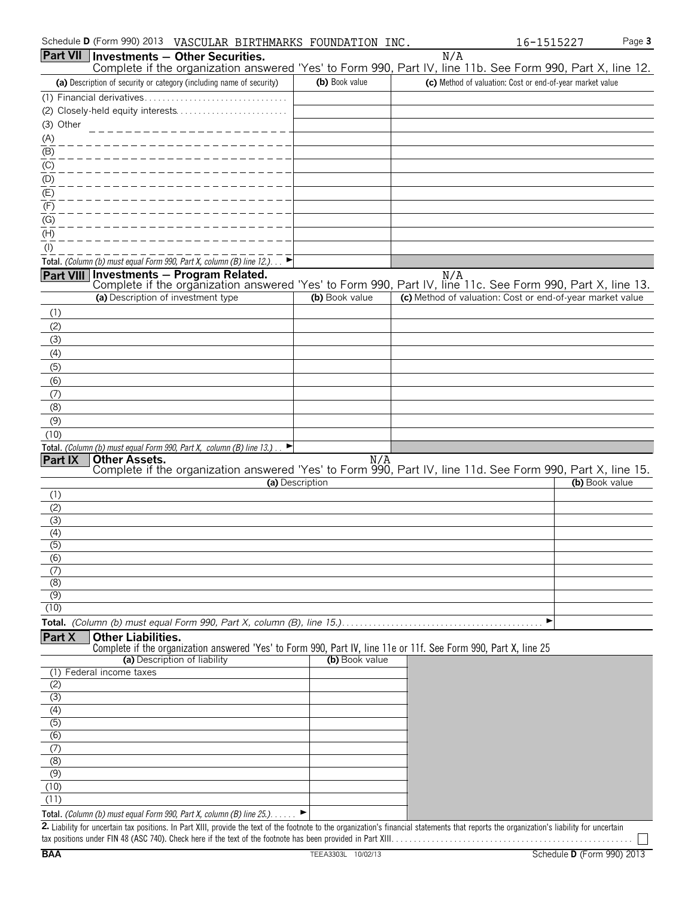Schedule D (Form 990) 2013 VASCULAR BIRTHMARKS FOUNDATION INC. 16-1515227

## Part VII Investments — Other Securities.

N/A

Complete if the organization answered 'Yes' to Form 990, Part IV, line 11b. See Form 990, Part X, line 12.

| (a) Description of security or category (including name of security) | (b) Book value | (c) Method of valuation: Cost or end-of-year market value |
|---|---|---|
| (1) Financial derivatives | | |
| (2) Closely-held equity interests | | |
| (3) Other | | |
| (A) | | |
| (B) | | |
| (C) | | |
| (D) | | |
| (E) | | |
| (F) | | |
| (G) | | |
| (H) | | |
| (I) | | |
| **Total.** *(Column (b) must equal Form 990, Part X, column (B) line 12.)* ► | | |

## Part VIII Investments — Program Related.

N/A

Complete if the organization answered 'Yes' to Form 990, Part IV, line 11c. See Form 990, Part X, line 13.

| (a) Description of investment type | (b) Book value | (c) Method of valuation: Cost or end-of-year market value |
|---|---|---|
| (1) | | |
| (2) | | |
| (3) | | |
| (4) | | |
| (5) | | |
| (6) | | |
| (7) | | |
| (8) | | |
| (9) | | |
| (10) | | |
| **Total.** *(Column (b) must equal Form 990, Part X, column (B) line 13.)* ► | | |

## Part IX Other Assets.

N/A

Complete if the organization answered 'Yes' to Form 990, Part IV, line 11d. See Form 990, Part X, line 15.

| (a) Description | (b) Book value |
|---|---|
| (1) | |
| (2) | |
| (3) | |
| (4) | |
| (5) | |
| (6) | |
| (7) | |
| (8) | |
| (9) | |
| (10) | |
| **Total.** *(Column (b) must equal Form 990, Part X, column (B), line 15.)* ► | |

## Part X Other Liabilities.

Complete if the organization answered 'Yes' to Form 990, Part IV, line 11e or 11f. See Form 990, Part X, line 25

| (a) Description of liability | (b) Book value |
|---|---|
| (1) Federal income taxes | |
| (2) | |
| (3) | |
| (4) | |
| (5) | |
| (6) | |
| (7) | |
| (8) | |
| (9) | |
| (10) | |
| (11) | |
| **Total.** *(Column (b) must equal Form 990, Part X, column (B) line 25.)* ► | |

**2.** Liability for uncertain tax positions. In Part XIII, provide the text of the footnote to the organization's financial statements that reports the organization's liability for uncertain tax positions under FIN 48 (ASC 740). Check here if the text of the footnote has been provided in Part XIII. ☐

BAA TEEA3303L 10/02/13 Schedule D (Form 990) 2013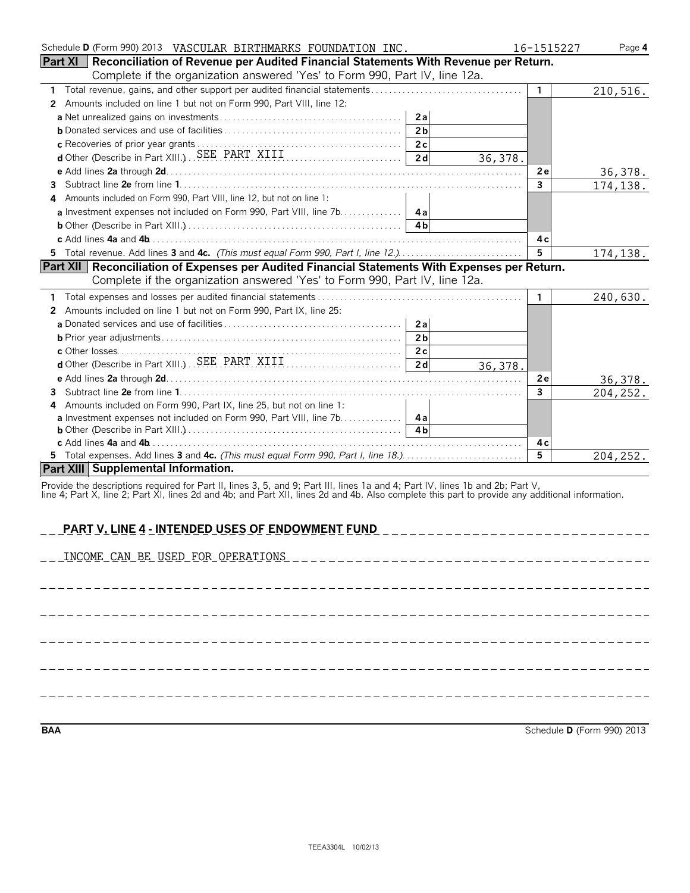Schedule **D** (Form 990) 2013 VASCULAR BIRTHMARKS FOUNDATION INC. 16-1515227 Page **4**

## Part XI Reconciliation of Revenue per Audited Financial Statements With Revenue per Return.

Complete if the organization answered 'Yes' to Form 990, Part IV, line 12a.

| | | | | |
|---|---|---|---|---|
| **1** Total revenue, gains, and other support per audited financial statements | | | 1 | 210,516. |
| **2** Amounts included on line 1 but not on Form 990, Part VIII, line 12: | | | | |
| **a** Net unrealized gains on investments | 2a | | | |
| **b** Donated services and use of facilities | 2b | | | |
| **c** Recoveries of prior year grants | 2c | | | |
| **d** Other (Describe in Part XIII.) SEE PART XIII | 2d | 36,378. | | |
| **e** Add lines **2a** through **2d** | | | 2e | 36,378. |
| **3** Subtract line **2e** from line **1** | | | 3 | 174,138. |
| **4** Amounts included on Form 990, Part VIII, line 12, but not on line 1: | | | | |
| **a** Investment expenses not included on Form 990, Part VIII, line 7b | 4a | | | |
| **b** Other (Describe in Part XIII.) | 4b | | | |
| **c** Add lines **4a** and **4b** | | | 4c | |
| **5** Total revenue. Add lines **3** and **4c.** *(This must equal Form 990, Part I, line 12.)* | | | 5 | 174,138. |

## Part XII Reconciliation of Expenses per Audited Financial Statements With Expenses per Return.

Complete if the organization answered 'Yes' to Form 990, Part IV, line 12a.

| | | | | |
|---|---|---|---|---|
| **1** Total expenses and losses per audited financial statements | | | 1 | 240,630. |
| **2** Amounts included on line 1 but not on Form 990, Part IX, line 25: | | | | |
| **a** Donated services and use of facilities | 2a | | | |
| **b** Prior year adjustments | 2b | | | |
| **c** Other losses | 2c | | | |
| **d** Other (Describe in Part XIII.) SEE PART XIII | 2d | 36,378. | | |
| **e** Add lines **2a** through **2d** | | | 2e | 36,378. |
| **3** Subtract line **2e** from line **1** | | | 3 | 204,252. |
| **4** Amounts included on Form 990, Part IX, line 25, but not on line 1: | | | | |
| **a** Investment expenses not included on Form 990, Part VIII, line 7b | 4a | | | |
| **b** Other (Describe in Part XIII.) | 4b | | | |
| **c** Add lines **4a** and **4b** | | | 4c | |
| **5** Total expenses. Add lines **3** and **4c.** *(This must equal Form 990, Part I, line 18.)* | | | 5 | 204,252. |

## Part XIII Supplemental Information.

Provide the descriptions required for Part II, lines 3, 5, and 9; Part III, lines 1a and 4; Part IV, lines 1b and 2b; Part V, line 4; Part X, line 2; Part XI, lines 2d and 4b; and Part XII, lines 2d and 4b. Also complete this part to provide any additional information.

**PART V, LINE 4 - INTENDED USES OF ENDOWMENT FUND**

INCOME CAN BE USED FOR OPERATIONS

**BAA** Schedule **D** (Form 990) 2013

TEEA3304L 10/02/13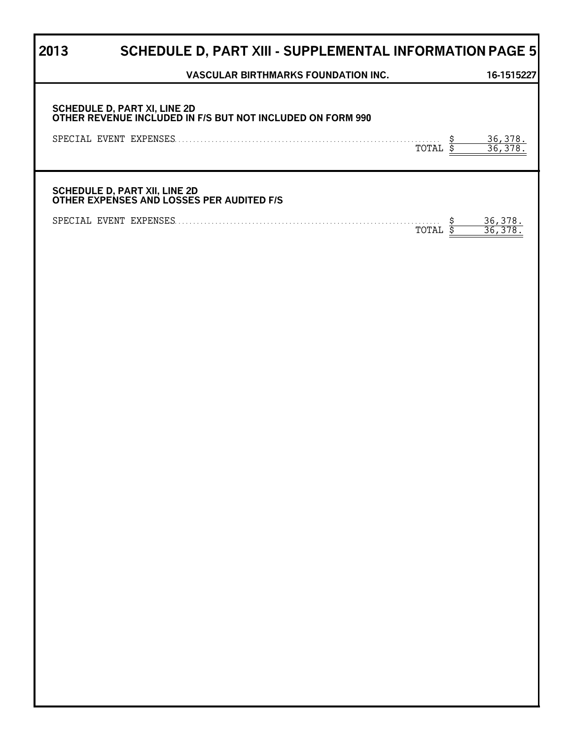# 2013 SCHEDULE D, PART XIII - SUPPLEMENTAL INFORMATION PAGE 5

**VASCULAR BIRTHMARKS FOUNDATION INC.** **16-1515227**

**SCHEDULE D, PART XI, LINE 2D**
**OTHER REVENUE INCLUDED IN F/S BUT NOT INCLUDED ON FORM 990**

| | | |
|---|---|---|
| SPECIAL EVENT EXPENSES | $ | 36,378. |
| TOTAL | $ | 36,378. |

**SCHEDULE D, PART XII, LINE 2D**
**OTHER EXPENSES AND LOSSES PER AUDITED F/S**

| | | |
|---|---|---|
| SPECIAL EVENT EXPENSES | $ | 36,378. |
| TOTAL | $ | 36,378. |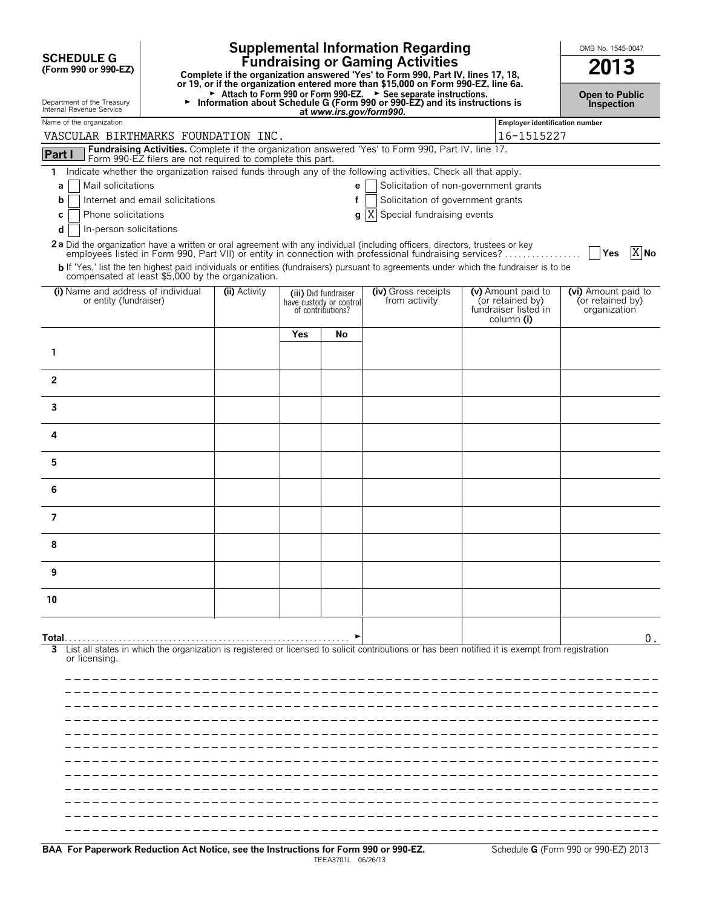**SCHEDULE G**
**(Form 990 or 990-EZ)**

Department of the Treasury
Internal Revenue Service

# Supplemental Information Regarding Fundraising or Gaming Activities

**Complete if the organization answered 'Yes' to Form 990, Part IV, lines 17, 18, or 19, or if the organization entered more than $15,000 on Form 990-EZ, line 6a.**
► Attach to Form 990 or Form 990-EZ. ► See separate instructions.
► Information about Schedule G (Form 990 or 990-EZ) and its instructions is at *www.irs.gov/form990.*

OMB No. 1545-0047

**2013**

**Open to Public Inspection**

Name of the organization: VASCULAR BIRTHMARKS FOUNDATION INC.

Employer identification number: 16-1515227

**Part I** **Fundraising Activities.** Complete if the organization answered 'Yes' to Form 990, Part IV, line 17. Form 990-EZ filers are not required to complete this part.

1 Indicate whether the organization raised funds through any of the following activities. Check all that apply.

- a [ ] Mail solicitations
- b [ ] Internet and email solicitations
- c [ ] Phone solicitations
- d [ ] In-person solicitations
- e [ ] Solicitation of non-government grants
- f [ ] Solicitation of government grants
- g [X] Special fundraising events

**2a** Did the organization have a written or oral agreement with any individual (including officers, directors, trustees or key employees listed in Form 990, Part VII) or entity in connection with professional fundraising services? [ ] Yes [X] No

**b** If 'Yes,' list the ten highest paid individuals or entities (fundraisers) pursuant to agreements under which the fundraiser is to be compensated at least $5,000 by the organization.

| (i) Name and address of individual or entity (fundraiser) | (ii) Activity | (iii) Did fundraiser have custody or control of contributions? | | (iv) Gross receipts from activity | (v) Amount paid to (or retained by) fundraiser listed in column (i) | (vi) Amount paid to (or retained by) organization |
|---|---|---|---|---|---|---|
| | | Yes | No | | | |
| 1 | | | | | | |
| 2 | | | | | | |
| 3 | | | | | | |
| 4 | | | | | | |
| 5 | | | | | | |
| 6 | | | | | | |
| 7 | | | | | | |
| 8 | | | | | | |
| 9 | | | | | | |
| 10 | | | | | | |
| Total ► | | | | | | 0. |

3 List all states in which the organization is registered or licensed to solicit contributions or has been notified it is exempt from registration or licensing.

**BAA For Paperwork Reduction Act Notice, see the Instructions for Form 990 or 990-EZ.** Schedule **G** (Form 990 or 990-EZ) 2013

TEEA3701L 06/26/13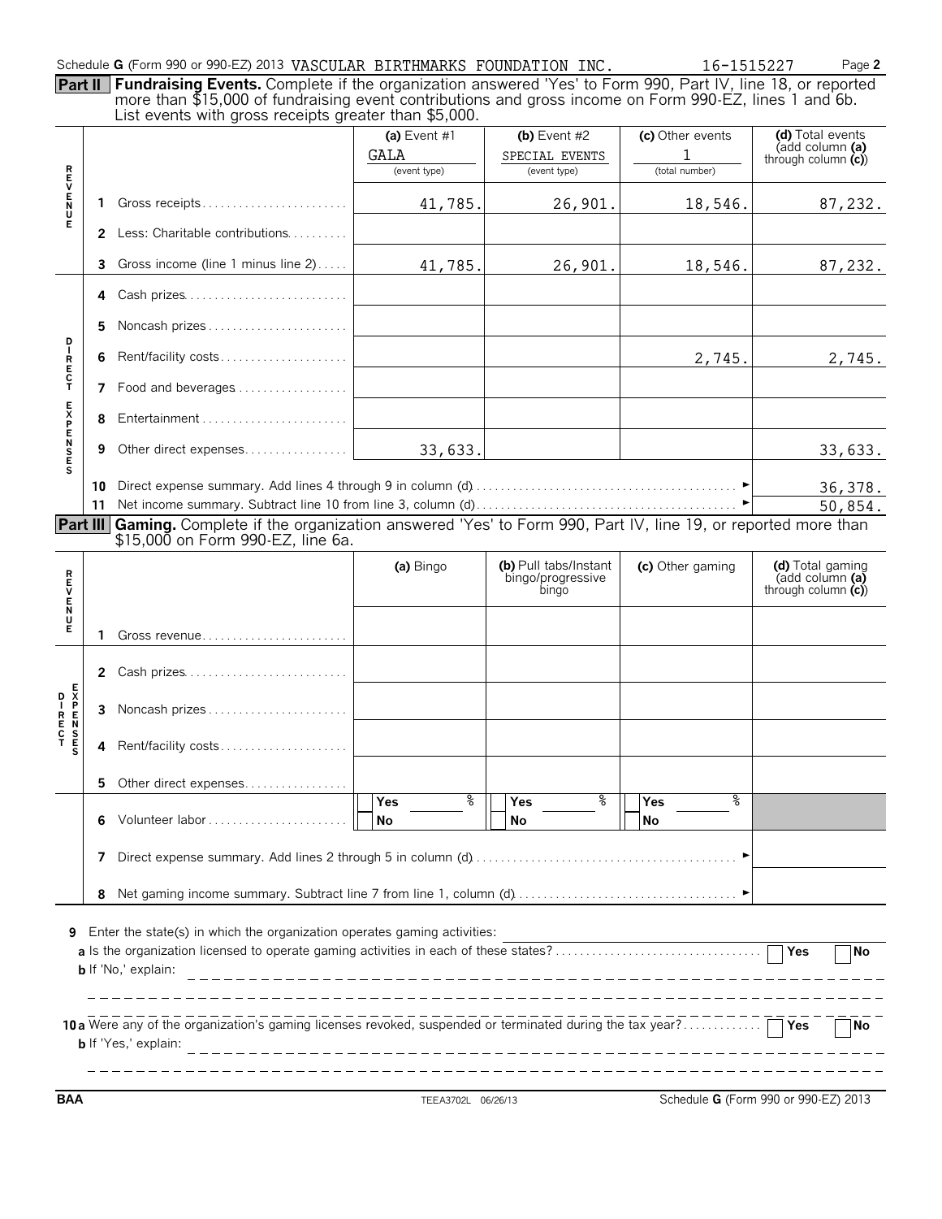Schedule **G** (Form 990 or 990-EZ) 2013 VASCULAR BIRTHMARKS FOUNDATION INC. 16-1515227 Page **2**

**Part II** **Fundraising Events.** Complete if the organization answered 'Yes' to Form 990, Part IV, line 18, or reported more than $15,000 of fundraising event contributions and gross income on Form 990-EZ, lines 1 and 6b. List events with gross receipts greater than $5,000.

| | | | (a) Event #1 | (b) Event #2 | (c) Other events | (d) Total events (add column (a) through column (c)) |
|---|---|---|---|---|---|---|
| | | | GALA (event type) | SPECIAL EVENTS (event type) | 1 (total number) | |
| REVENUE | 1 | Gross receipts | 41,785. | 26,901. | 18,546. | 87,232. |
| | 2 | Less: Charitable contributions | | | | |
| | 3 | Gross income (line 1 minus line 2) | 41,785. | 26,901. | 18,546. | 87,232. |
| DIRECT EXPENSES | 4 | Cash prizes | | | | |
| | 5 | Noncash prizes | | | | |
| | 6 | Rent/facility costs | | | 2,745. | 2,745. |
| | 7 | Food and beverages | | | | |
| | 8 | Entertainment | | | | |
| | 9 | Other direct expenses | 33,633. | | | 33,633. |
| | 10 | Direct expense summary. Add lines 4 through 9 in column (d) | | | ► | 36,378. |
| | 11 | Net income summary. Subtract line 10 from line 3, column (d) | | | ► | 50,854. |

**Part III** **Gaming.** Complete if the organization answered 'Yes' to Form 990, Part IV, line 19, or reported more than $15,000 on Form 990-EZ, line 6a.

| | | | (a) Bingo | (b) Pull tabs/Instant bingo/progressive bingo | (c) Other gaming | (d) Total gaming (add column (a) through column (c)) |
|---|---|---|---|---|---|---|
| REVENUE | 1 | Gross revenue | | | | |
| DIRECT EXPENSES | 2 | Cash prizes | | | | |
| | 3 | Noncash prizes | | | | |
| | 4 | Rent/facility costs | | | | |
| | 5 | Other direct expenses | | | | |
| | 6 | Volunteer labor | Yes ____ % No | Yes ____ % No | Yes ____ % No | |
| | 7 | Direct expense summary. Add lines 2 through 5 in column (d) | | | ► | |
| | 8 | Net gaming income summary. Subtract line 7 from line 1, column (d) | | | ► | |

**9** Enter the state(s) in which the organization operates gaming activities:

**a** Is the organization licensed to operate gaming activities in each of these states? ☐ Yes ☐ No

**b** If 'No,' explain:

**10a** Were any of the organization's gaming licenses revoked, suspended or terminated during the tax year? ☐ Yes ☐ No

**b** If 'Yes,' explain:

BAA TEEA3702L 06/26/13 Schedule **G** (Form 990 or 990-EZ) 2013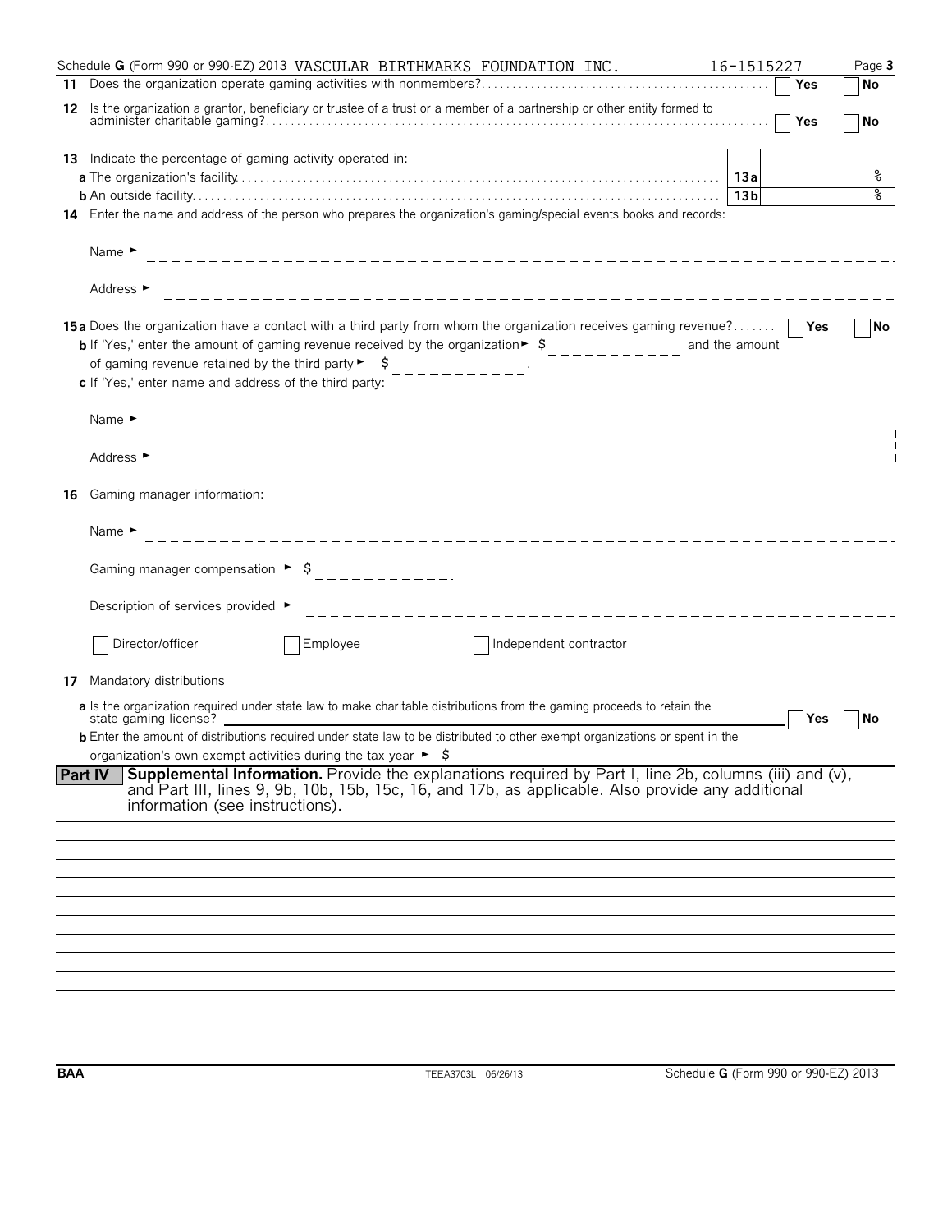Schedule G (Form 990 or 990-EZ) 2013 VASCULAR BIRTHMARKS FOUNDATION INC. 16-1515227 Page 3

**11** Does the organization operate gaming activities with nonmembers? ☐ Yes ☐ No

**12** Is the organization a grantor, beneficiary or trustee of a trust or a member of a partnership or other entity formed to administer charitable gaming? ☐ Yes ☐ No

**13** Indicate the percentage of gaming activity operated in:

**a** The organization's facility **13a** %

**b** An outside facility **13b** %

**14** Enter the name and address of the person who prepares the organization's gaming/special events books and records:

Name ►

Address ►

**15a** Does the organization have a contact with a third party from whom the organization receives gaming revenue? ☐ Yes ☐ No

**b** If 'Yes,' enter the amount of gaming revenue received by the organization ► $ ____________ and the amount of gaming revenue retained by the third party ► $ ____________.

**c** If 'Yes,' enter name and address of the third party:

Name ►

Address ►

**16** Gaming manager information:

Name ►

Gaming manager compensation ► $ ____________.

Description of services provided ►

☐ Director/officer ☐ Employee ☐ Independent contractor

**17** Mandatory distributions

**a** Is the organization required under state law to make charitable distributions from the gaming proceeds to retain the state gaming license? ☐ Yes ☐ No

**b** Enter the amount of distributions required under state law to be distributed to other exempt organizations or spent in the organization's own exempt activities during the tax year ► $

## Part IV Supplemental Information.

Provide the explanations required by Part I, line 2b, columns (iii) and (v), and Part III, lines 9, 9b, 10b, 15b, 15c, 16, and 17b, as applicable. Also provide any additional information (see instructions).

BAA TEEA3703L 06/26/13 Schedule G (Form 990 or 990-EZ) 2013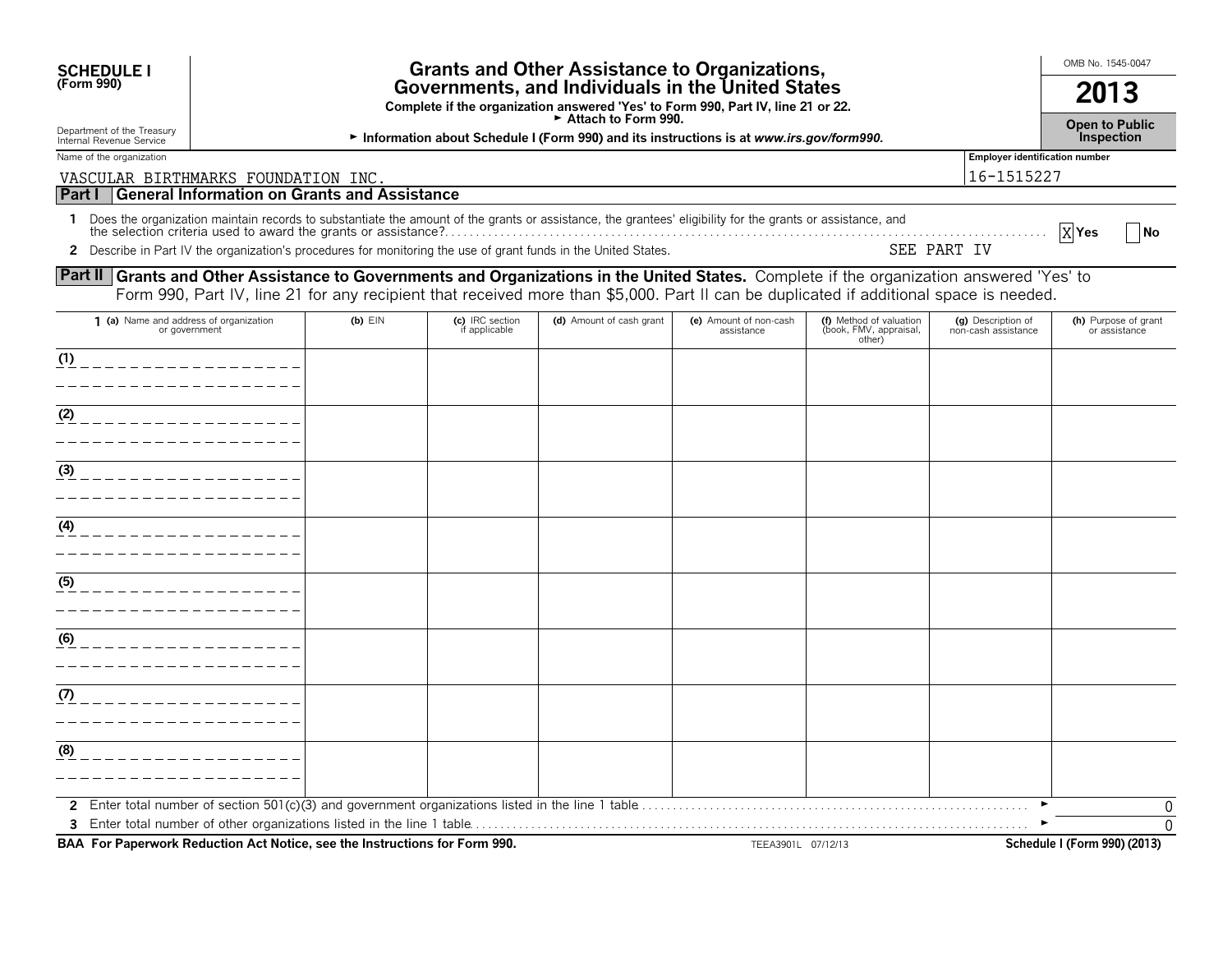**SCHEDULE I**
**(Form 990)**

Department of the Treasury
Internal Revenue Service

# Grants and Other Assistance to Organizations, Governments, and Individuals in the United States

**Complete if the organization answered 'Yes' to Form 990, Part IV, line 21 or 22.**
**► Attach to Form 990.**
► **Information about Schedule I (Form 990) and its instructions is at *www.irs.gov/form990*.**

OMB No. 1545-0047

**2013**

**Open to Public Inspection**

Name of the organization: VASCULAR BIRTHMARKS FOUNDATION INC.

Employer identification number: 16-1515227

## Part I General Information on Grants and Assistance

1 Does the organization maintain records to substantiate the amount of the grants or assistance, the grantees' eligibility for the grants or assistance, and the selection criteria used to award the grants or assistance? [X] Yes [ ] No

2 Describe in Part IV the organization's procedures for monitoring the use of grant funds in the United States. SEE PART IV

## Part II Grants and Other Assistance to Governments and Organizations in the United States.

Complete if the organization answered 'Yes' to Form 990, Part IV, line 21 for any recipient that received more than $5,000. Part II can be duplicated if additional space is needed.

| 1 (a) Name and address of organization or government | (b) EIN | (c) IRC section if applicable | (d) Amount of cash grant | (e) Amount of non-cash assistance | (f) Method of valuation (book, FMV, appraisal, other) | (g) Description of non-cash assistance | (h) Purpose of grant or assistance |
|---|---|---|---|---|---|---|---|
| (1) | | | | | | | |
| (2) | | | | | | | |
| (3) | | | | | | | |
| (4) | | | | | | | |
| (5) | | | | | | | |
| (6) | | | | | | | |
| (7) | | | | | | | |
| (8) | | | | | | | |

2 Enter total number of section 501(c)(3) and government organizations listed in the line 1 table ► 0

3 Enter total number of other organizations listed in the line 1 table ► 0

**BAA For Paperwork Reduction Act Notice, see the Instructions for Form 990.** TEEA3901L 07/12/13 **Schedule I (Form 990) (2013)**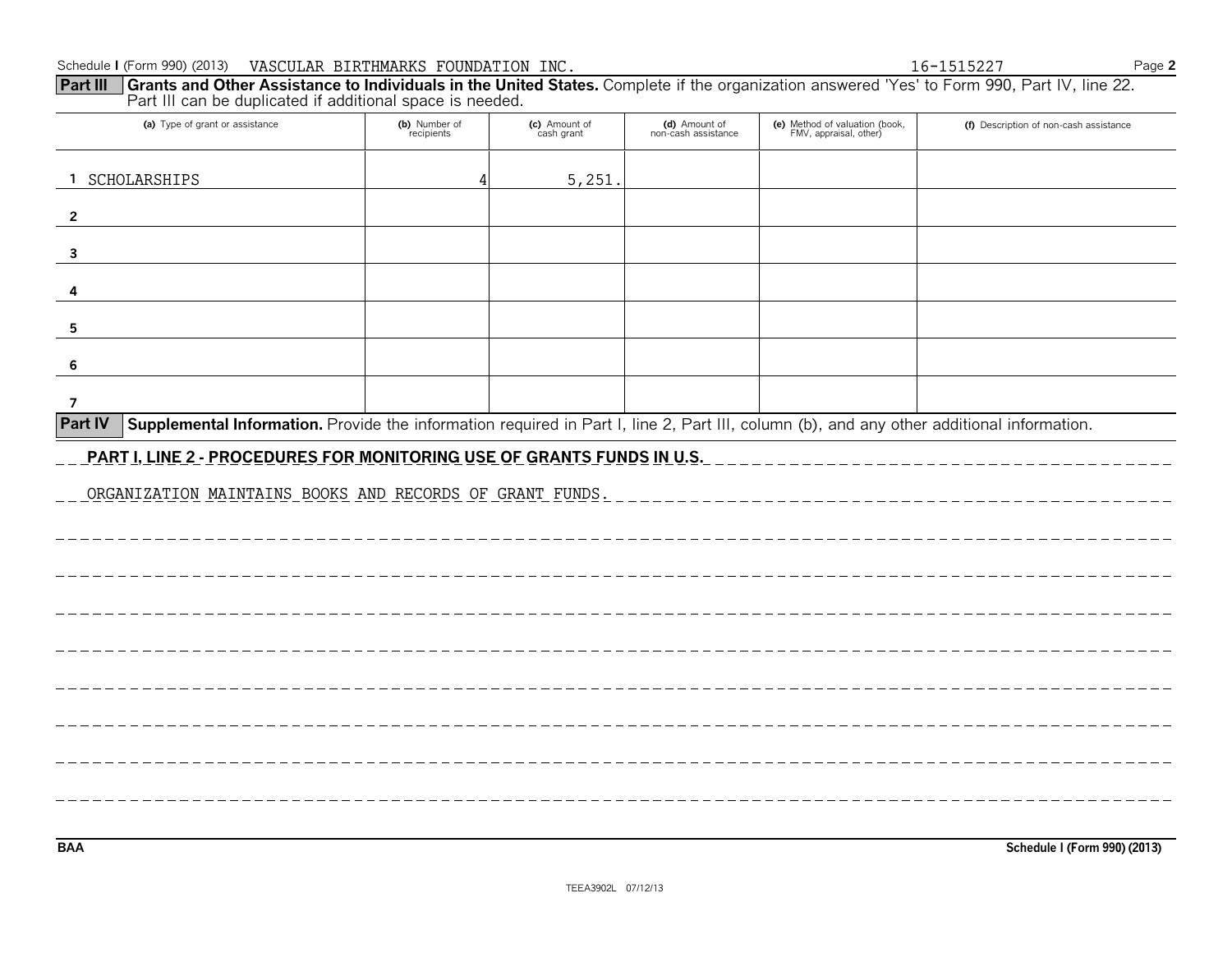Schedule I (Form 990) (2013) VASCULAR BIRTHMARKS FOUNDATION INC. 16-1515227

**Part III** **Grants and Other Assistance to Individuals in the United States.** Complete if the organization answered 'Yes' to Form 990, Part IV, line 22. Part III can be duplicated if additional space is needed.

| (a) Type of grant or assistance | (b) Number of recipients | (c) Amount of cash grant | (d) Amount of non-cash assistance | (e) Method of valuation (book, FMV, appraisal, other) | (f) Description of non-cash assistance |
|---|---|---|---|---|---|
| 1 SCHOLARSHIPS | 4 | 5,251. | | | |
| 2 | | | | | |
| 3 | | | | | |
| 4 | | | | | |
| 5 | | | | | |
| 6 | | | | | |
| 7 | | | | | |

**Part IV** **Supplemental Information.** Provide the information required in Part I, line 2, Part III, column (b), and any other additional information.

**PART I, LINE 2 - PROCEDURES FOR MONITORING USE OF GRANTS FUNDS IN U.S.**

ORGANIZATION MAINTAINS BOOKS AND RECORDS OF GRANT FUNDS.

BAA Schedule I (Form 990) (2013)

TEEA3902L 07/12/13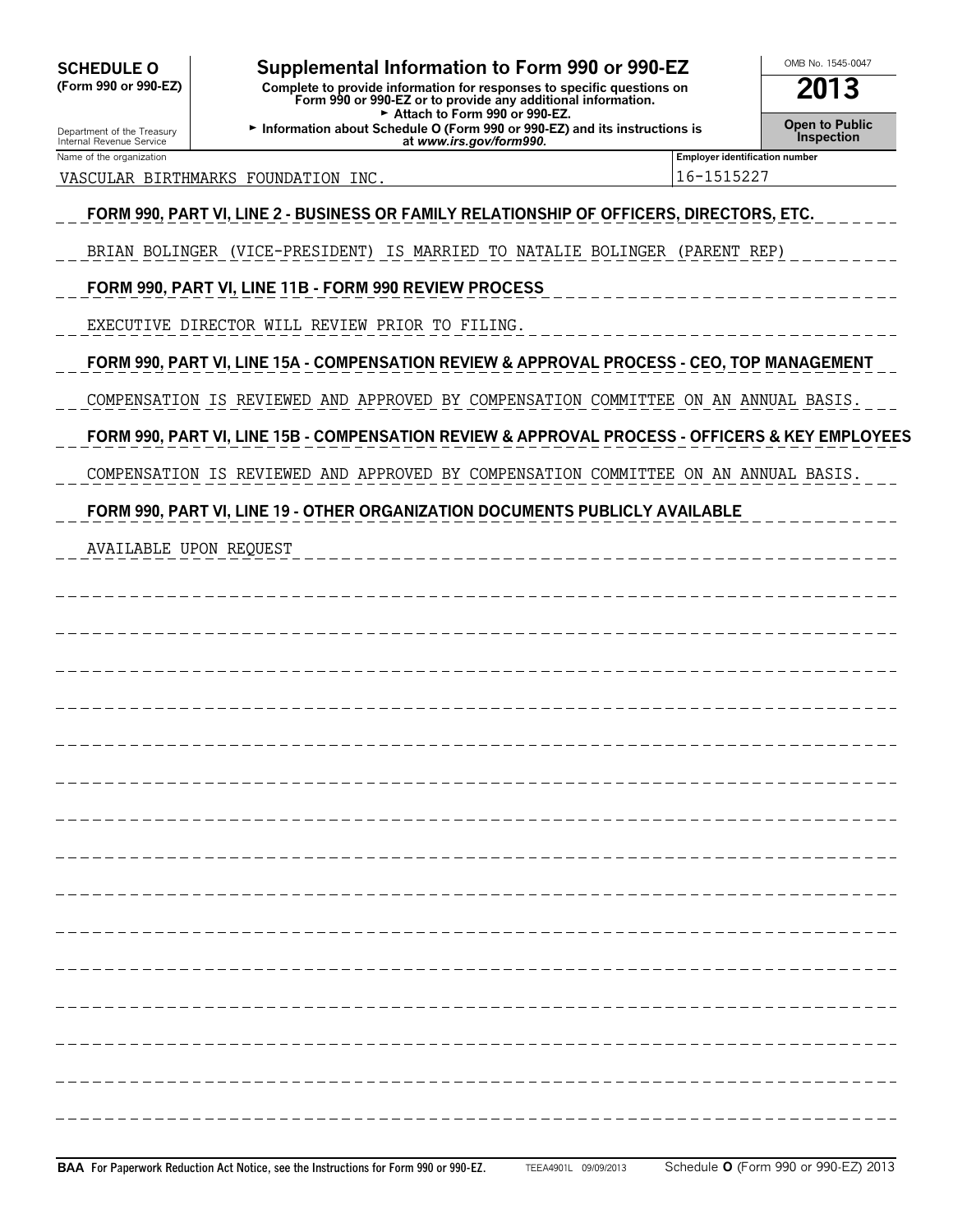**SCHEDULE O**
**(Form 990 or 990-EZ)**

Department of the Treasury
Internal Revenue Service

# Supplemental Information to Form 990 or 990-EZ

**Complete to provide information for responses to specific questions on Form 990 or 990-EZ or to provide any additional information.**
► **Attach to Form 990 or 990-EZ.**
► **Information about Schedule O (Form 990 or 990-EZ) and its instructions is at *www.irs.gov/form990*.**

OMB No. 1545-0047

**2013**

**Open to Public Inspection**

| Name of the organization | Employer identification number |
|---|---|
| VASCULAR BIRTHMARKS FOUNDATION INC. | 16-1515227 |

**FORM 990, PART VI, LINE 2 - BUSINESS OR FAMILY RELATIONSHIP OF OFFICERS, DIRECTORS, ETC.**

BRIAN BOLINGER (VICE-PRESIDENT) IS MARRIED TO NATALIE BOLINGER (PARENT REP)

**FORM 990, PART VI, LINE 11B - FORM 990 REVIEW PROCESS**

EXECUTIVE DIRECTOR WILL REVIEW PRIOR TO FILING.

**FORM 990, PART VI, LINE 15A - COMPENSATION REVIEW & APPROVAL PROCESS - CEO, TOP MANAGEMENT**

COMPENSATION IS REVIEWED AND APPROVED BY COMPENSATION COMMITTEE ON AN ANNUAL BASIS.

**FORM 990, PART VI, LINE 15B - COMPENSATION REVIEW & APPROVAL PROCESS - OFFICERS & KEY EMPLOYEES**

COMPENSATION IS REVIEWED AND APPROVED BY COMPENSATION COMMITTEE ON AN ANNUAL BASIS.

**FORM 990, PART VI, LINE 19 - OTHER ORGANIZATION DOCUMENTS PUBLICLY AVAILABLE**

AVAILABLE UPON REQUEST

**BAA For Paperwork Reduction Act Notice, see the Instructions for Form 990 or 990-EZ.** TEEA4901L 09/09/2013 Schedule **O** (Form 990 or 990-EZ) 2013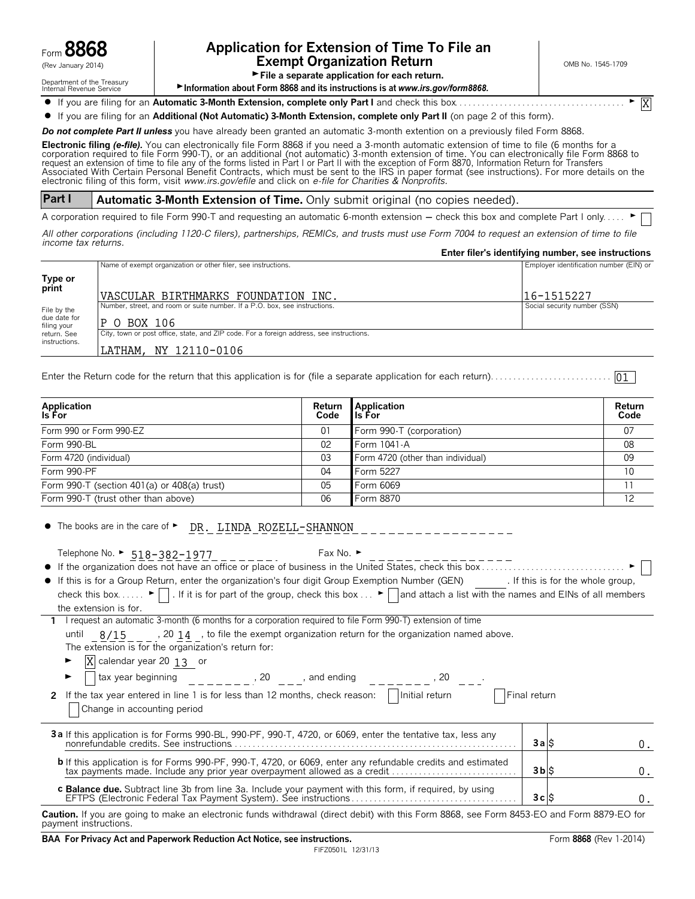Form **8868** (Rev January 2014)

Department of the Treasury Internal Revenue Service

# Application for Extension of Time To File an Exempt Organization Return

► File a separate application for each return.

► Information about Form 8868 and its instructions is at *www.irs.gov/form8868.*

OMB No. 1545-1709

- If you are filing for an **Automatic 3-Month Extension, complete only Part I** and check this box ► [X]
- If you are filing for an **Additional (Not Automatic) 3-Month Extension, complete only Part II** (on page 2 of this form).

***Do not complete Part II unless*** you have already been granted an automatic 3-month extention on a previously filed Form 8868.

**Electronic filing *(e-file)*.** You can electronically file Form 8868 if you need a 3-month automatic extension of time to file (6 months for a corporation required to file Form 990-T), or an additional (not automatic) 3-month extension of time. You can electronically file Form 8868 to request an extension of time to file any of the forms listed in Part I or Part II with the exception of Form 8870, Information Return for Transfers Associated With Certain Personal Benefit Contracts, which must be sent to the IRS in paper format (see instructions). For more details on the electronic filing of this form, visit *www.irs.gov/efile* and click on *e-file for Charities & Nonprofits.*

## Part I — Automatic 3-Month Extension of Time. Only submit original (no copies needed).

A corporation required to file Form 990-T and requesting an automatic 6-month extension — check this box and complete Part I only ► [ ]

*All other corporations (including 1120-C filers), partnerships, REMICs, and trusts must use Form 7004 to request an extension of time to file income tax returns.*

**Enter filer's identifying number, see instructions**

**Type or print**

File by the due date for filing your return. See instructions.

Name of exempt organization or other filer, see instructions: VASCULAR BIRTHMARKS FOUNDATION INC.

Employer identification number (EIN) or: 16-1515227

Number, street, and room or suite number. If a P.O. box, see instructions: P O BOX 106

Social security number (SSN):

City, town or post office, state, and ZIP code. For a foreign address, see instructions: LATHAM, NY 12110-0106

Enter the Return code for the return that this application is for (file a separate application for each return): 01

| Application Is For | Return Code | Application Is For | Return Code |
|---|---|---|---|
| Form 990 or Form 990-EZ | 01 | Form 990-T (corporation) | 07 |
| Form 990-BL | 02 | Form 1041-A | 08 |
| Form 4720 (individual) | 03 | Form 4720 (other than individual) | 09 |
| Form 990-PF | 04 | Form 5227 | 10 |
| Form 990-T (section 401(a) or 408(a) trust) | 05 | Form 6069 | 11 |
| Form 990-T (trust other than above) | 06 | Form 8870 | 12 |

- The books are in the care of ► DR. LINDA ROZELL-SHANNON

  Telephone No. ► 518-382-1977 Fax No. ►
- If the organization does not have an office or place of business in the United States, check this box ► [ ]
- If this is for a Group Return, enter the organization's four digit Group Exemption Number (GEN) ____. If this is for the whole group, check this box ► [ ]. If it is for part of the group, check this box ► [ ] and attach a list with the names and EINs of all members the extension is for.

**1** I request an automatic 3-month (6 months for a corporation required to file Form 990-T) extension of time until 8/15, 20 14, to file the exempt organization return for the organization named above. The extension is for the organization's return for:

► [X] calendar year 20 13 or

► [ ] tax year beginning ______, 20 __, and ending ______, 20 __.

**2** If the tax year entered in line 1 is for less than 12 months, check reason: [ ] Initial return [ ] Final return [ ] Change in accounting period

| | | |
|---|---|---|
| **3a** If this application is for Forms 990-BL, 990-PF, 990-T, 4720, or 6069, enter the tentative tax, less any nonrefundable credits. See instructions | **3a** | $ 0. |
| **b** If this application is for Forms 990-PF, 990-T, 4720, or 6069, enter any refundable credits and estimated tax payments made. Include any prior year overpayment allowed as a credit | **3b** | $ 0. |
| **c Balance due.** Subtract line 3b from line 3a. Include your payment with this form, if required, by using EFTPS (Electronic Federal Tax Payment System). See instructions | **3c** | $ 0. |

**Caution.** If you are going to make an electronic funds withdrawal (direct debit) with this Form 8868, see Form 8453-EO and Form 8879-EO for payment instructions.

**BAA For Privacy Act and Paperwork Reduction Act Notice, see instructions.** Form **8868** (Rev 1-2014)

FIFZ0501L 12/31/13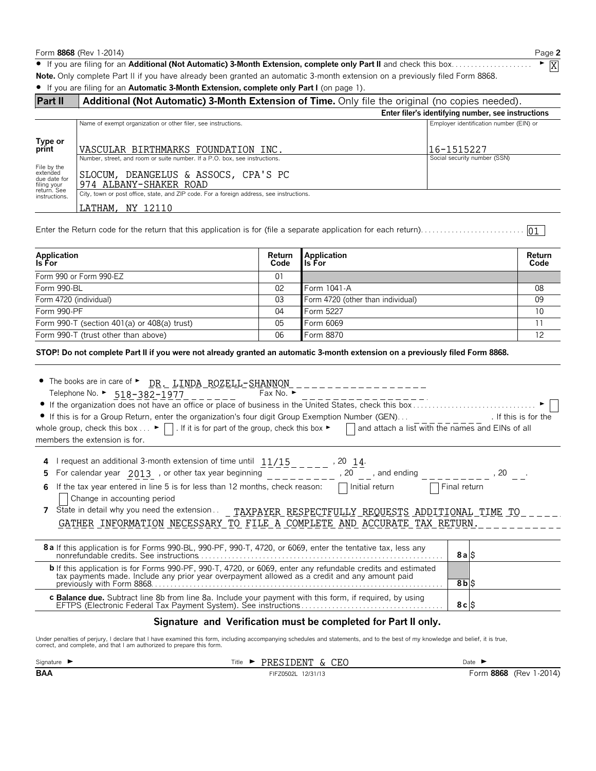Form **8868** (Rev 1-2014)

- If you are filing for an **Additional (Not Automatic) 3-Month Extension, complete only Part II** and check this box ► [X]

**Note.** Only complete Part II if you have already been granted an automatic 3-month extension on a previously filed Form 8868.

- If you are filing for an **Automatic 3-Month Extension, complete only Part I** (on page 1).

## Part II Additional (Not Automatic) 3-Month Extension of Time. Only file the original (no copies needed).

**Enter filer's identifying number, see instructions**

| | | |
|---|---|---|
| **Type or print** | Name of exempt organization or other filer, see instructions. VASCULAR BIRTHMARKS FOUNDATION INC. | Employer identification number (EIN) or 16-1515227 |
| File by the extended due date for filing your return. See instructions. | Number, street, and room or suite number. If a P.O. box, see instructions. SLOCUM, DEANGELUS & ASSOCS, CPA'S PC 974 ALBANY-SHAKER ROAD | Social security number (SSN) |
| | City, town or post office, state, and ZIP code. For a foreign address, see instructions. LATHAM, NY 12110 | |

Enter the Return code for the return that this application is for (file a separate application for each return) 01

| Application Is For | Return Code | Application Is For | Return Code |
|---|---|---|---|
| Form 990 or Form 990-EZ | 01 | | |
| Form 990-BL | 02 | Form 1041-A | 08 |
| Form 4720 (individual) | 03 | Form 4720 (other than individual) | 09 |
| Form 990-PF | 04 | Form 5227 | 10 |
| Form 990-T (section 401(a) or 408(a) trust) | 05 | Form 6069 | 11 |
| Form 990-T (trust other than above) | 06 | Form 8870 | 12 |

**STOP! Do not complete Part II if you were not already granted an automatic 3-month extension on a previously filed Form 8868.**

- The books are in care of ► DR. LINDA ROZELL-SHANNON
  Telephone No. ► 518-382-1977 Fax No. ►
- If the organization does not have an office or place of business in the United States, check this box ► [ ]
- If this is for a Group Return, enter the organization's four digit Group Exemption Number (GEN). If this is for the whole group, check this box ► [ ]. If it is for part of the group, check this box ► [ ] and attach a list with the names and EINs of all members the extension is for.

**4** I request an additional 3-month extension of time until 11/15, 20 14.

**5** For calendar year 2013, or other tax year beginning ______, 20 __, and ending ______, 20 __.

**6** If the tax year entered in line 5 is for less than 12 months, check reason: [ ] Initial return [ ] Final return [ ] Change in accounting period

**7** State in detail why you need the extension TAXPAYER RESPECTFULLY REQUESTS ADDITIONAL TIME TO GATHER INFORMATION NECESSARY TO FILE A COMPLETE AND ACCURATE TAX RETURN.

| | | |
|---|---|---|
| **8a** If this application is for Forms 990-BL, 990-PF, 990-T, 4720, or 6069, enter the tentative tax, less any nonrefundable credits. See instructions | **8a** | $ |
| **b** If this application is for Forms 990-PF, 990-T, 4720, or 6069, enter any refundable credits and estimated tax payments made. Include any prior year overpayment allowed as a credit and any amount paid previously with Form 8868 | **8b** | $ |
| **c Balance due.** Subtract line 8b from line 8a. Include your payment with this form, if required, by using EFTPS (Electronic Federal Tax Payment System). See instructions | **8c** | $ |

### Signature and Verification must be completed for Part II only.

Under penalties of perjury, I declare that I have examined this form, including accompanying schedules and statements, and to the best of my knowledge and belief, it is true, correct, and complete, and that I am authorized to prepare this form.

Signature ► Title ► PRESIDENT & CEO Date ►

**BAA** FIFZ0502L 12/31/13 Form **8868** (Rev 1-2014)